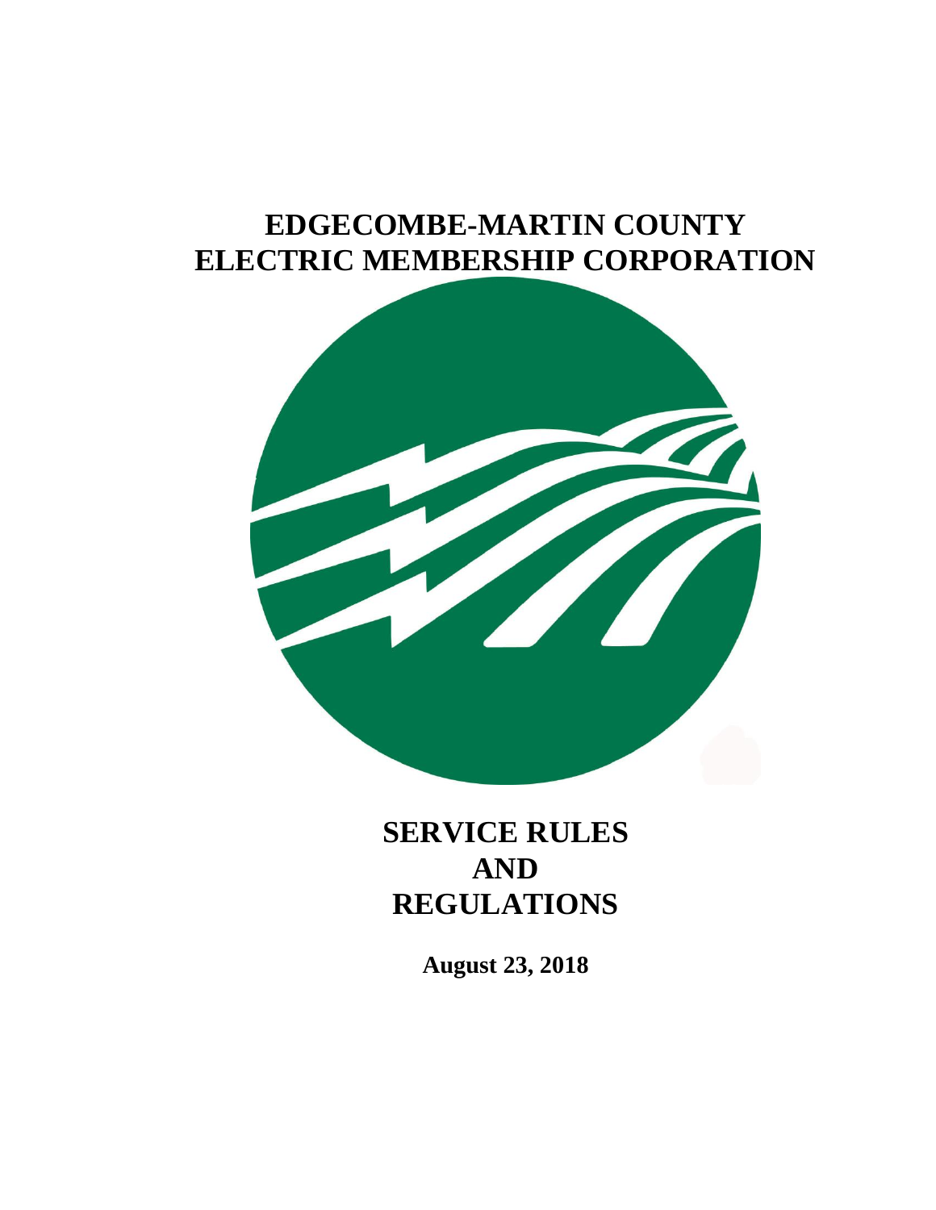# EDGECOMBE-MARTIN COUNTY ELECTRIC MEMBERSHIP CORPORATION

# SERVICE RULES AND REGULATIONS

**August 23, 2018**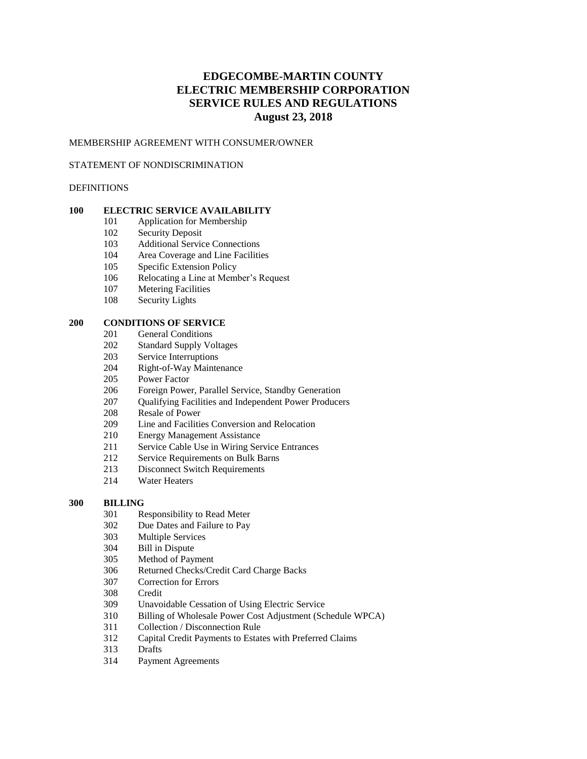# EDGECOMBE-MARTIN COUNTY
# ELECTRIC MEMBERSHIP CORPORATION
# SERVICE RULES AND REGULATIONS
# August 23, 2018

MEMBERSHIP AGREEMENT WITH CONSUMER/OWNER

STATEMENT OF NONDISCRIMINATION

DEFINITIONS

**100 ELECTRIC SERVICE AVAILABILITY**

- 101 Application for Membership
- 102 Security Deposit
- 103 Additional Service Connections
- 104 Area Coverage and Line Facilities
- 105 Specific Extension Policy
- 106 Relocating a Line at Member's Request
- 107 Metering Facilities
- 108 Security Lights

**200 CONDITIONS OF SERVICE**

- 201 General Conditions
- 202 Standard Supply Voltages
- 203 Service Interruptions
- 204 Right-of-Way Maintenance
- 205 Power Factor
- 206 Foreign Power, Parallel Service, Standby Generation
- 207 Qualifying Facilities and Independent Power Producers
- 208 Resale of Power
- 209 Line and Facilities Conversion and Relocation
- 210 Energy Management Assistance
- 211 Service Cable Use in Wiring Service Entrances
- 212 Service Requirements on Bulk Barns
- 213 Disconnect Switch Requirements
- 214 Water Heaters

**300 BILLING**

- 301 Responsibility to Read Meter
- 302 Due Dates and Failure to Pay
- 303 Multiple Services
- 304 Bill in Dispute
- 305 Method of Payment
- 306 Returned Checks/Credit Card Charge Backs
- 307 Correction for Errors
- 308 Credit
- 309 Unavoidable Cessation of Using Electric Service
- 310 Billing of Wholesale Power Cost Adjustment (Schedule WPCA)
- 311 Collection / Disconnection Rule
- 312 Capital Credit Payments to Estates with Preferred Claims
- 313 Drafts
- 314 Payment Agreements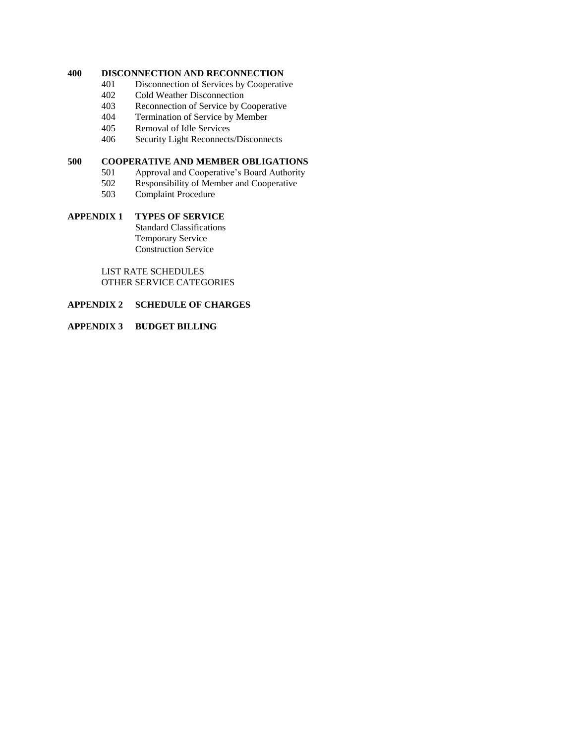**400 DISCONNECTION AND RECONNECTION**

- 401 Disconnection of Services by Cooperative
- 402 Cold Weather Disconnection
- 403 Reconnection of Service by Cooperative
- 404 Termination of Service by Member
- 405 Removal of Idle Services
- 406 Security Light Reconnects/Disconnects

**500 COOPERATIVE AND MEMBER OBLIGATIONS**

- 501 Approval and Cooperative's Board Authority
- 502 Responsibility of Member and Cooperative
- 503 Complaint Procedure

**APPENDIX 1 TYPES OF SERVICE**

- Standard Classifications
- Temporary Service
- Construction Service

LIST RATE SCHEDULES

OTHER SERVICE CATEGORIES

**APPENDIX 2 SCHEDULE OF CHARGES**

**APPENDIX 3 BUDGET BILLING**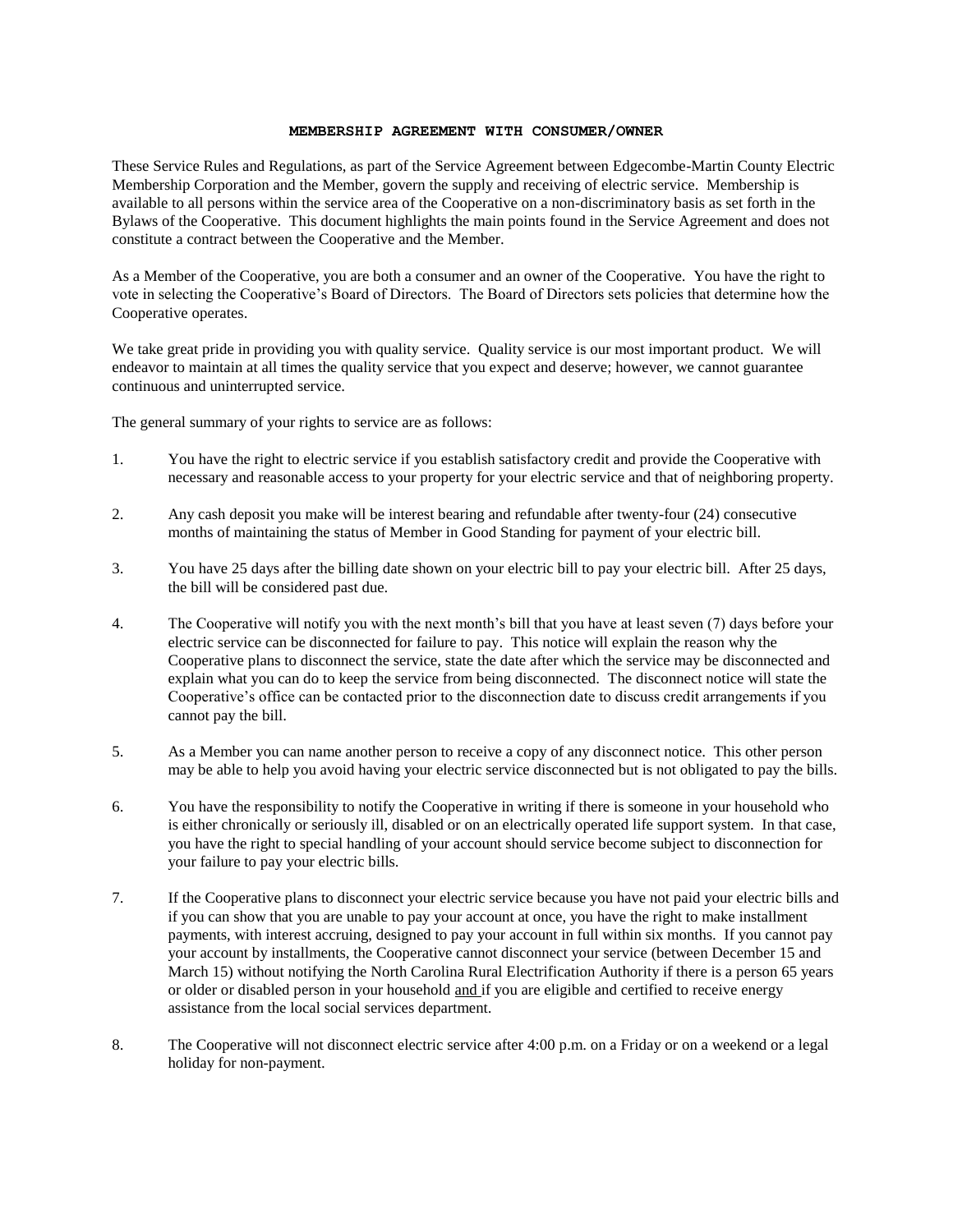# MEMBERSHIP AGREEMENT WITH CONSUMER/OWNER

These Service Rules and Regulations, as part of the Service Agreement between Edgecombe-Martin County Electric Membership Corporation and the Member, govern the supply and receiving of electric service. Membership is available to all persons within the service area of the Cooperative on a non-discriminatory basis as set forth in the Bylaws of the Cooperative. This document highlights the main points found in the Service Agreement and does not constitute a contract between the Cooperative and the Member.

As a Member of the Cooperative, you are both a consumer and an owner of the Cooperative. You have the right to vote in selecting the Cooperative's Board of Directors. The Board of Directors sets policies that determine how the Cooperative operates.

We take great pride in providing you with quality service. Quality service is our most important product. We will endeavor to maintain at all times the quality service that you expect and deserve; however, we cannot guarantee continuous and uninterrupted service.

The general summary of your rights to service are as follows:

1. You have the right to electric service if you establish satisfactory credit and provide the Cooperative with necessary and reasonable access to your property for your electric service and that of neighboring property.

2. Any cash deposit you make will be interest bearing and refundable after twenty-four (24) consecutive months of maintaining the status of Member in Good Standing for payment of your electric bill.

3. You have 25 days after the billing date shown on your electric bill to pay your electric bill. After 25 days, the bill will be considered past due.

4. The Cooperative will notify you with the next month's bill that you have at least seven (7) days before your electric service can be disconnected for failure to pay. This notice will explain the reason why the Cooperative plans to disconnect the service, state the date after which the service may be disconnected and explain what you can do to keep the service from being disconnected. The disconnect notice will state the Cooperative's office can be contacted prior to the disconnection date to discuss credit arrangements if you cannot pay the bill.

5. As a Member you can name another person to receive a copy of any disconnect notice. This other person may be able to help you avoid having your electric service disconnected but is not obligated to pay the bills.

6. You have the responsibility to notify the Cooperative in writing if there is someone in your household who is either chronically or seriously ill, disabled or on an electrically operated life support system. In that case, you have the right to special handling of your account should service become subject to disconnection for your failure to pay your electric bills.

7. If the Cooperative plans to disconnect your electric service because you have not paid your electric bills and if you can show that you are unable to pay your account at once, you have the right to make installment payments, with interest accruing, designed to pay your account in full within six months. If you cannot pay your account by installments, the Cooperative cannot disconnect your service (between December 15 and March 15) without notifying the North Carolina Rural Electrification Authority if there is a person 65 years or older or disabled person in your household and if you are eligible and certified to receive energy assistance from the local social services department.

8. The Cooperative will not disconnect electric service after 4:00 p.m. on a Friday or on a weekend or a legal holiday for non-payment.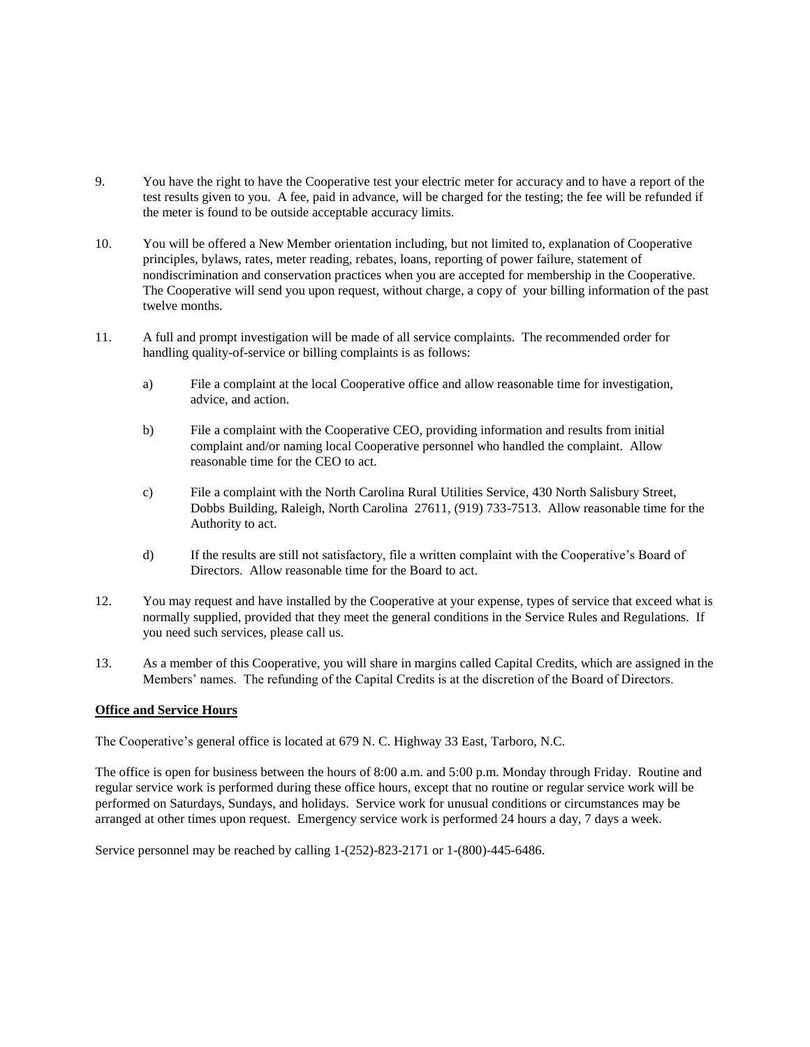9. You have the right to have the Cooperative test your electric meter for accuracy and to have a report of the test results given to you. A fee, paid in advance, will be charged for the testing; the fee will be refunded if the meter is found to be outside acceptable accuracy limits.

10. You will be offered a New Member orientation including, but not limited to, explanation of Cooperative principles, bylaws, rates, meter reading, rebates, loans, reporting of power failure, statement of nondiscrimination and conservation practices when you are accepted for membership in the Cooperative. The Cooperative will send you upon request, without charge, a copy of your billing information of the past twelve months.

11. A full and prompt investigation will be made of all service complaints. The recommended order for handling quality-of-service or billing complaints is as follows:

    a) File a complaint at the local Cooperative office and allow reasonable time for investigation, advice, and action.

    b) File a complaint with the Cooperative CEO, providing information and results from initial complaint and/or naming local Cooperative personnel who handled the complaint. Allow reasonable time for the CEO to act.

    c) File a complaint with the North Carolina Rural Utilities Service, 430 North Salisbury Street, Dobbs Building, Raleigh, North Carolina 27611, (919) 733-7513. Allow reasonable time for the Authority to act.

    d) If the results are still not satisfactory, file a written complaint with the Cooperative's Board of Directors. Allow reasonable time for the Board to act.

12. You may request and have installed by the Cooperative at your expense, types of service that exceed what is normally supplied, provided that they meet the general conditions in the Service Rules and Regulations. If you need such services, please call us.

13. As a member of this Cooperative, you will share in margins called Capital Credits, which are assigned in the Members' names. The refunding of the Capital Credits is at the discretion of the Board of Directors.

**Office and Service Hours**

The Cooperative's general office is located at 679 N. C. Highway 33 East, Tarboro, N.C.

The office is open for business between the hours of 8:00 a.m. and 5:00 p.m. Monday through Friday. Routine and regular service work is performed during these office hours, except that no routine or regular service work will be performed on Saturdays, Sundays, and holidays. Service work for unusual conditions or circumstances may be arranged at other times upon request. Emergency service work is performed 24 hours a day, 7 days a week.

Service personnel may be reached by calling 1-(252)-823-2171 or 1-(800)-445-6486.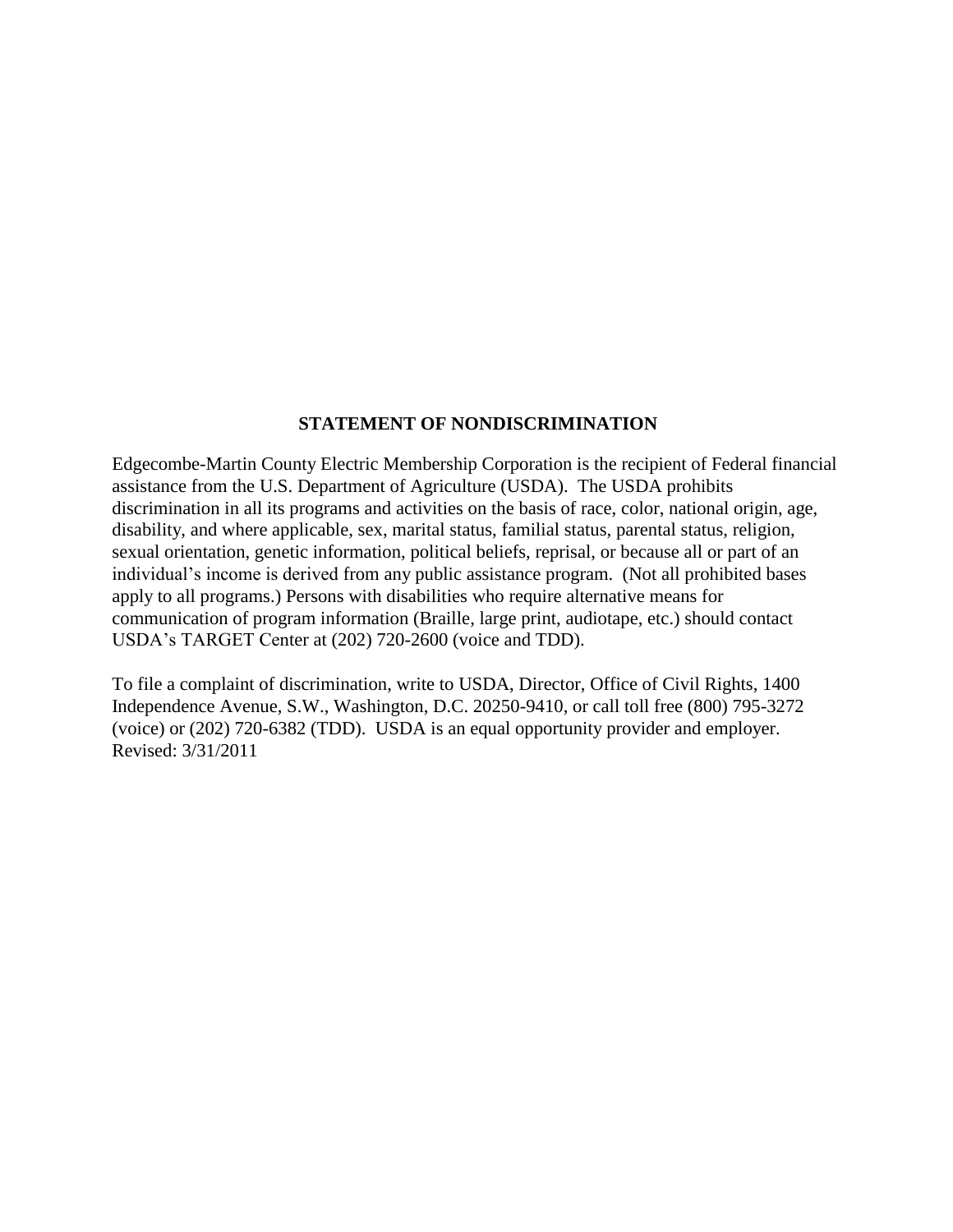## STATEMENT OF NONDISCRIMINATION

Edgecombe-Martin County Electric Membership Corporation is the recipient of Federal financial assistance from the U.S. Department of Agriculture (USDA). The USDA prohibits discrimination in all its programs and activities on the basis of race, color, national origin, age, disability, and where applicable, sex, marital status, familial status, parental status, religion, sexual orientation, genetic information, political beliefs, reprisal, or because all or part of an individual's income is derived from any public assistance program. (Not all prohibited bases apply to all programs.) Persons with disabilities who require alternative means for communication of program information (Braille, large print, audiotape, etc.) should contact USDA's TARGET Center at (202) 720-2600 (voice and TDD).

To file a complaint of discrimination, write to USDA, Director, Office of Civil Rights, 1400 Independence Avenue, S.W., Washington, D.C. 20250-9410, or call toll free (800) 795-3272 (voice) or (202) 720-6382 (TDD). USDA is an equal opportunity provider and employer.
Revised: 3/31/2011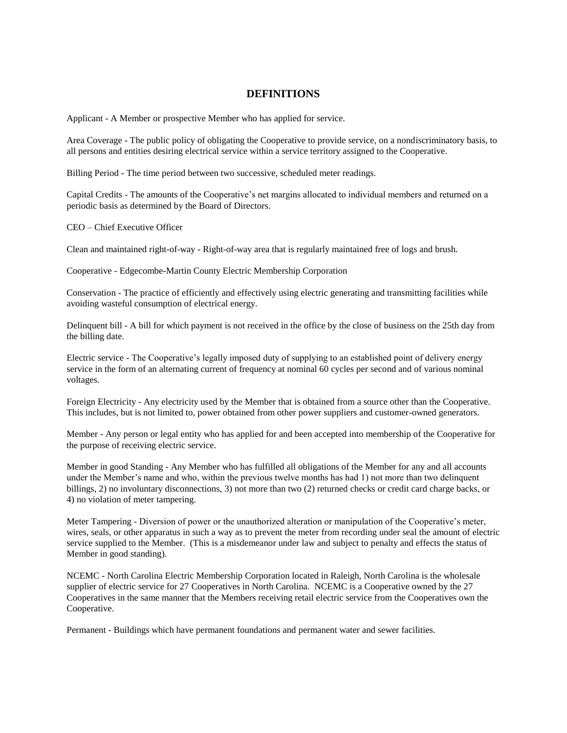## DEFINITIONS

Applicant - A Member or prospective Member who has applied for service.

Area Coverage - The public policy of obligating the Cooperative to provide service, on a nondiscriminatory basis, to all persons and entities desiring electrical service within a service territory assigned to the Cooperative.

Billing Period - The time period between two successive, scheduled meter readings.

Capital Credits - The amounts of the Cooperative's net margins allocated to individual members and returned on a periodic basis as determined by the Board of Directors.

CEO – Chief Executive Officer

Clean and maintained right-of-way - Right-of-way area that is regularly maintained free of logs and brush.

Cooperative - Edgecombe-Martin County Electric Membership Corporation

Conservation - The practice of efficiently and effectively using electric generating and transmitting facilities while avoiding wasteful consumption of electrical energy.

Delinquent bill - A bill for which payment is not received in the office by the close of business on the 25th day from the billing date.

Electric service - The Cooperative's legally imposed duty of supplying to an established point of delivery energy service in the form of an alternating current of frequency at nominal 60 cycles per second and of various nominal voltages.

Foreign Electricity - Any electricity used by the Member that is obtained from a source other than the Cooperative. This includes, but is not limited to, power obtained from other power suppliers and customer-owned generators.

Member - Any person or legal entity who has applied for and been accepted into membership of the Cooperative for the purpose of receiving electric service.

Member in good Standing - Any Member who has fulfilled all obligations of the Member for any and all accounts under the Member's name and who, within the previous twelve months has had 1) not more than two delinquent billings, 2) no involuntary disconnections, 3) not more than two (2) returned checks or credit card charge backs, or 4) no violation of meter tampering.

Meter Tampering - Diversion of power or the unauthorized alteration or manipulation of the Cooperative's meter, wires, seals, or other apparatus in such a way as to prevent the meter from recording under seal the amount of electric service supplied to the Member. (This is a misdemeanor under law and subject to penalty and effects the status of Member in good standing).

NCEMC - North Carolina Electric Membership Corporation located in Raleigh, North Carolina is the wholesale supplier of electric service for 27 Cooperatives in North Carolina. NCEMC is a Cooperative owned by the 27 Cooperatives in the same manner that the Members receiving retail electric service from the Cooperatives own the Cooperative.

Permanent - Buildings which have permanent foundations and permanent water and sewer facilities.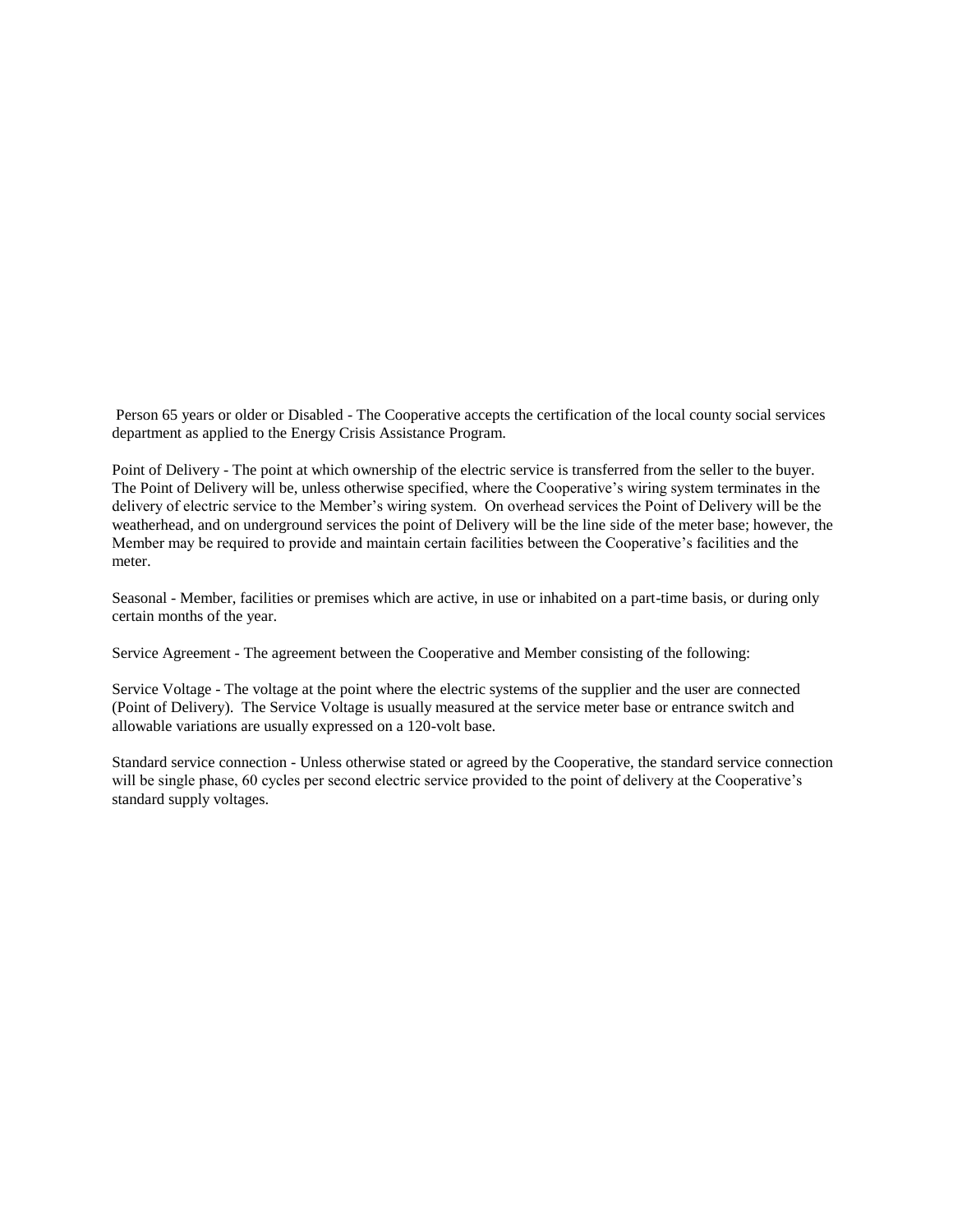Person 65 years or older or Disabled - The Cooperative accepts the certification of the local county social services department as applied to the Energy Crisis Assistance Program.

Point of Delivery - The point at which ownership of the electric service is transferred from the seller to the buyer. The Point of Delivery will be, unless otherwise specified, where the Cooperative's wiring system terminates in the delivery of electric service to the Member's wiring system. On overhead services the Point of Delivery will be the weatherhead, and on underground services the point of Delivery will be the line side of the meter base; however, the Member may be required to provide and maintain certain facilities between the Cooperative's facilities and the meter.

Seasonal - Member, facilities or premises which are active, in use or inhabited on a part-time basis, or during only certain months of the year.

Service Agreement - The agreement between the Cooperative and Member consisting of the following:

Service Voltage - The voltage at the point where the electric systems of the supplier and the user are connected (Point of Delivery). The Service Voltage is usually measured at the service meter base or entrance switch and allowable variations are usually expressed on a 120-volt base.

Standard service connection - Unless otherwise stated or agreed by the Cooperative, the standard service connection will be single phase, 60 cycles per second electric service provided to the point of delivery at the Cooperative's standard supply voltages.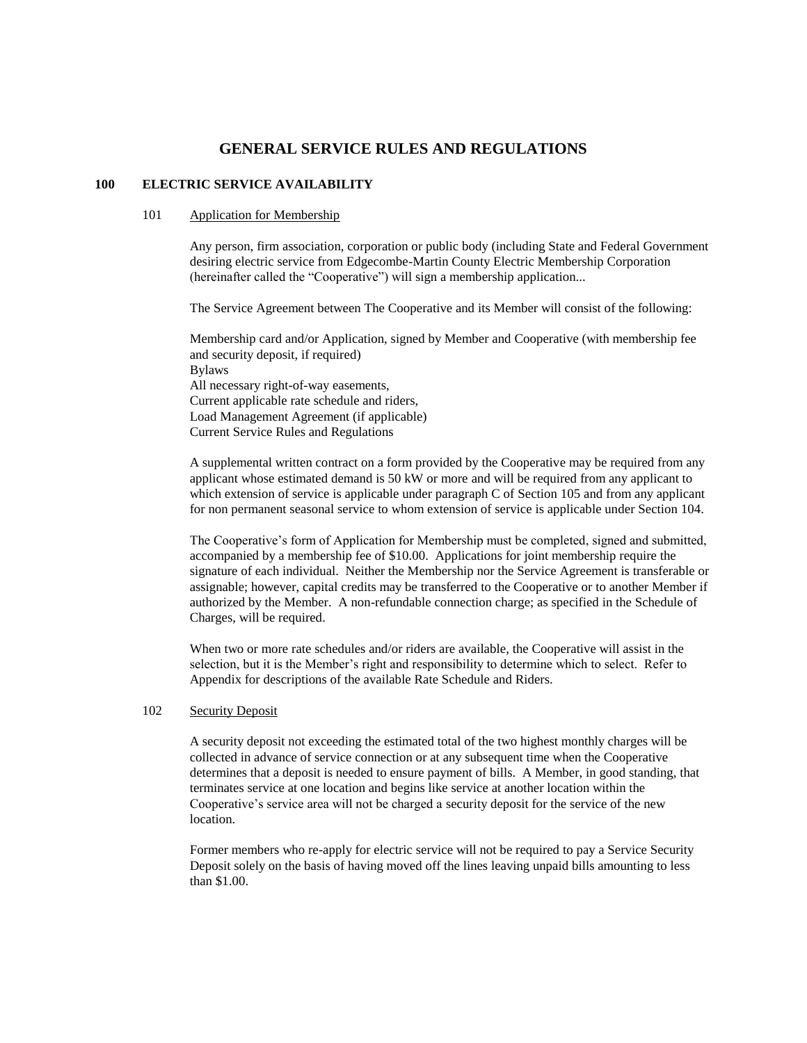# GENERAL SERVICE RULES AND REGULATIONS

## 100 ELECTRIC SERVICE AVAILABILITY

### 101 Application for Membership

Any person, firm association, corporation or public body (including State and Federal Government desiring electric service from Edgecombe-Martin County Electric Membership Corporation (hereinafter called the "Cooperative") will sign a membership application...

The Service Agreement between The Cooperative and its Member will consist of the following:

Membership card and/or Application, signed by Member and Cooperative (with membership fee and security deposit, if required)
Bylaws
All necessary right-of-way easements,
Current applicable rate schedule and riders,
Load Management Agreement (if applicable)
Current Service Rules and Regulations

A supplemental written contract on a form provided by the Cooperative may be required from any applicant whose estimated demand is 50 kW or more and will be required from any applicant to which extension of service is applicable under paragraph C of Section 105 and from any applicant for non permanent seasonal service to whom extension of service is applicable under Section 104.

The Cooperative's form of Application for Membership must be completed, signed and submitted, accompanied by a membership fee of $10.00. Applications for joint membership require the signature of each individual. Neither the Membership nor the Service Agreement is transferable or assignable; however, capital credits may be transferred to the Cooperative or to another Member if authorized by the Member. A non-refundable connection charge; as specified in the Schedule of Charges, will be required.

When two or more rate schedules and/or riders are available, the Cooperative will assist in the selection, but it is the Member's right and responsibility to determine which to select. Refer to Appendix for descriptions of the available Rate Schedule and Riders.

### 102 Security Deposit

A security deposit not exceeding the estimated total of the two highest monthly charges will be collected in advance of service connection or at any subsequent time when the Cooperative determines that a deposit is needed to ensure payment of bills. A Member, in good standing, that terminates service at one location and begins like service at another location within the Cooperative's service area will not be charged a security deposit for the service of the new location.

Former members who re-apply for electric service will not be required to pay a Service Security Deposit solely on the basis of having moved off the lines leaving unpaid bills amounting to less than $1.00.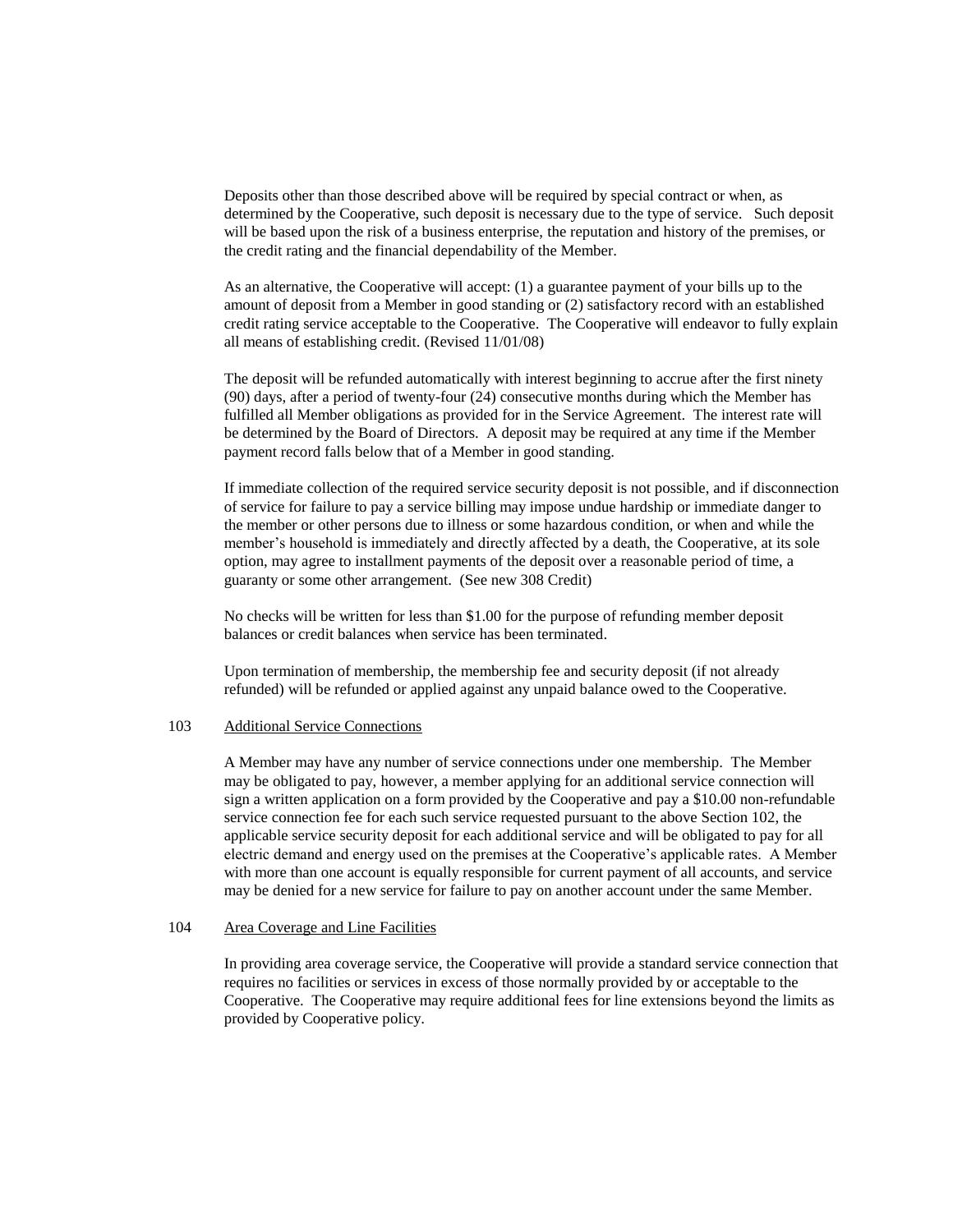Deposits other than those described above will be required by special contract or when, as determined by the Cooperative, such deposit is necessary due to the type of service. Such deposit will be based upon the risk of a business enterprise, the reputation and history of the premises, or the credit rating and the financial dependability of the Member.

As an alternative, the Cooperative will accept: (1) a guarantee payment of your bills up to the amount of deposit from a Member in good standing or (2) satisfactory record with an established credit rating service acceptable to the Cooperative. The Cooperative will endeavor to fully explain all means of establishing credit. (Revised 11/01/08)

The deposit will be refunded automatically with interest beginning to accrue after the first ninety (90) days, after a period of twenty-four (24) consecutive months during which the Member has fulfilled all Member obligations as provided for in the Service Agreement. The interest rate will be determined by the Board of Directors. A deposit may be required at any time if the Member payment record falls below that of a Member in good standing.

If immediate collection of the required service security deposit is not possible, and if disconnection of service for failure to pay a service billing may impose undue hardship or immediate danger to the member or other persons due to illness or some hazardous condition, or when and while the member's household is immediately and directly affected by a death, the Cooperative, at its sole option, may agree to installment payments of the deposit over a reasonable period of time, a guaranty or some other arrangement. (See new 308 Credit)

No checks will be written for less than $1.00 for the purpose of refunding member deposit balances or credit balances when service has been terminated.

Upon termination of membership, the membership fee and security deposit (if not already refunded) will be refunded or applied against any unpaid balance owed to the Cooperative.

## 103 Additional Service Connections

A Member may have any number of service connections under one membership. The Member may be obligated to pay, however, a member applying for an additional service connection will sign a written application on a form provided by the Cooperative and pay a $10.00 non-refundable service connection fee for each such service requested pursuant to the above Section 102, the applicable service security deposit for each additional service and will be obligated to pay for all electric demand and energy used on the premises at the Cooperative's applicable rates. A Member with more than one account is equally responsible for current payment of all accounts, and service may be denied for a new service for failure to pay on another account under the same Member.

## 104 Area Coverage and Line Facilities

In providing area coverage service, the Cooperative will provide a standard service connection that requires no facilities or services in excess of those normally provided by or acceptable to the Cooperative. The Cooperative may require additional fees for line extensions beyond the limits as provided by Cooperative policy.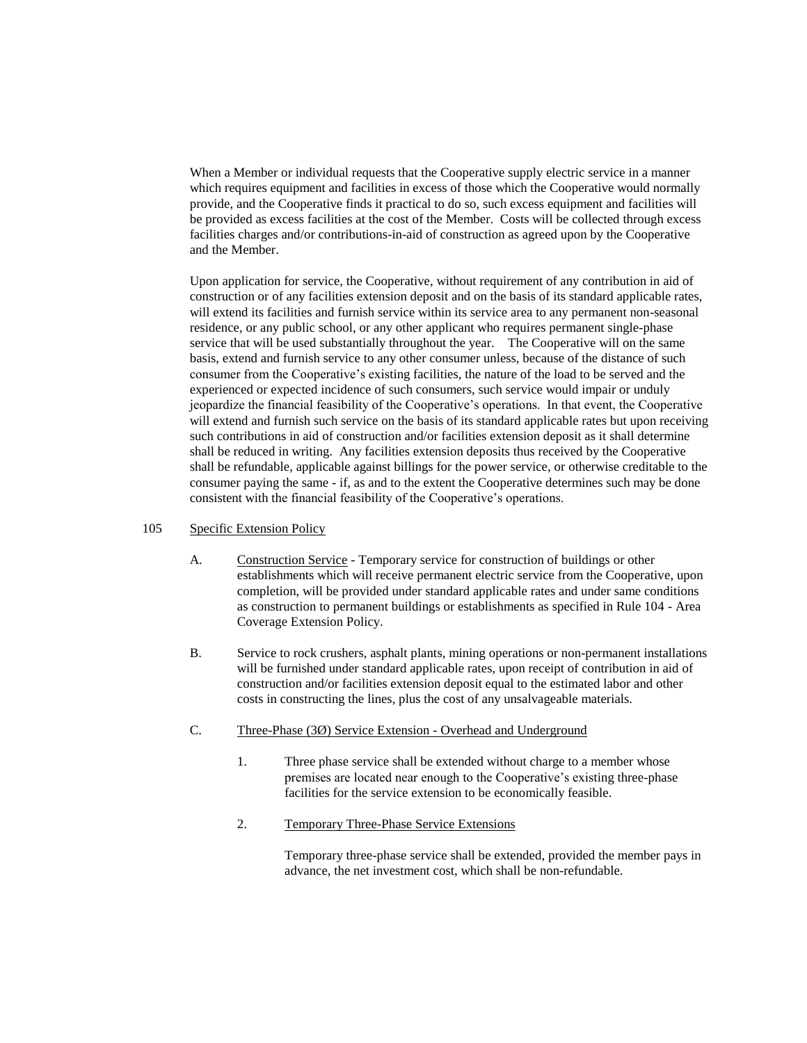When a Member or individual requests that the Cooperative supply electric service in a manner which requires equipment and facilities in excess of those which the Cooperative would normally provide, and the Cooperative finds it practical to do so, such excess equipment and facilities will be provided as excess facilities at the cost of the Member. Costs will be collected through excess facilities charges and/or contributions-in-aid of construction as agreed upon by the Cooperative and the Member.

Upon application for service, the Cooperative, without requirement of any contribution in aid of construction or of any facilities extension deposit and on the basis of its standard applicable rates, will extend its facilities and furnish service within its service area to any permanent non-seasonal residence, or any public school, or any other applicant who requires permanent single-phase service that will be used substantially throughout the year. The Cooperative will on the same basis, extend and furnish service to any other consumer unless, because of the distance of such consumer from the Cooperative's existing facilities, the nature of the load to be served and the experienced or expected incidence of such consumers, such service would impair or unduly jeopardize the financial feasibility of the Cooperative's operations. In that event, the Cooperative will extend and furnish such service on the basis of its standard applicable rates but upon receiving such contributions in aid of construction and/or facilities extension deposit as it shall determine shall be reduced in writing. Any facilities extension deposits thus received by the Cooperative shall be refundable, applicable against billings for the power service, or otherwise creditable to the consumer paying the same - if, as and to the extent the Cooperative determines such may be done consistent with the financial feasibility of the Cooperative's operations.

105 Specific Extension Policy

A. Construction Service - Temporary service for construction of buildings or other establishments which will receive permanent electric service from the Cooperative, upon completion, will be provided under standard applicable rates and under same conditions as construction to permanent buildings or establishments as specified in Rule 104 - Area Coverage Extension Policy.

B. Service to rock crushers, asphalt plants, mining operations or non-permanent installations will be furnished under standard applicable rates, upon receipt of contribution in aid of construction and/or facilities extension deposit equal to the estimated labor and other costs in constructing the lines, plus the cost of any unsalvageable materials.

C. Three-Phase (3Ø) Service Extension - Overhead and Underground

1. Three phase service shall be extended without charge to a member whose premises are located near enough to the Cooperative's existing three-phase facilities for the service extension to be economically feasible.

2. Temporary Three-Phase Service Extensions

Temporary three-phase service shall be extended, provided the member pays in advance, the net investment cost, which shall be non-refundable.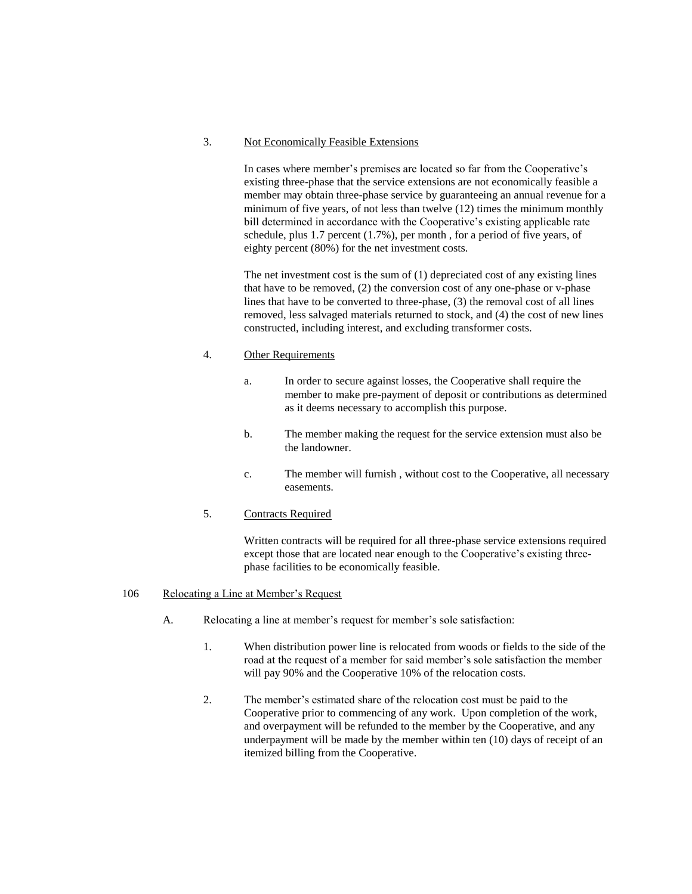3. Not Economically Feasible Extensions

In cases where member's premises are located so far from the Cooperative's existing three-phase that the service extensions are not economically feasible a member may obtain three-phase service by guaranteeing an annual revenue for a minimum of five years, of not less than twelve (12) times the minimum monthly bill determined in accordance with the Cooperative's existing applicable rate schedule, plus 1.7 percent (1.7%), per month , for a period of five years, of eighty percent (80%) for the net investment costs.

The net investment cost is the sum of (1) depreciated cost of any existing lines that have to be removed, (2) the conversion cost of any one-phase or v-phase lines that have to be converted to three-phase, (3) the removal cost of all lines removed, less salvaged materials returned to stock, and (4) the cost of new lines constructed, including interest, and excluding transformer costs.

4. Other Requirements

   a. In order to secure against losses, the Cooperative shall require the member to make pre-payment of deposit or contributions as determined as it deems necessary to accomplish this purpose.

   b. The member making the request for the service extension must also be the landowner.

   c. The member will furnish , without cost to the Cooperative, all necessary easements.

5. Contracts Required

Written contracts will be required for all three-phase service extensions required except those that are located near enough to the Cooperative's existing three-phase facilities to be economically feasible.

106 Relocating a Line at Member's Request

A. Relocating a line at member's request for member's sole satisfaction:

   1. When distribution power line is relocated from woods or fields to the side of the road at the request of a member for said member's sole satisfaction the member will pay 90% and the Cooperative 10% of the relocation costs.

   2. The member's estimated share of the relocation cost must be paid to the Cooperative prior to commencing of any work. Upon completion of the work, and overpayment will be refunded to the member by the Cooperative, and any underpayment will be made by the member within ten (10) days of receipt of an itemized billing from the Cooperative.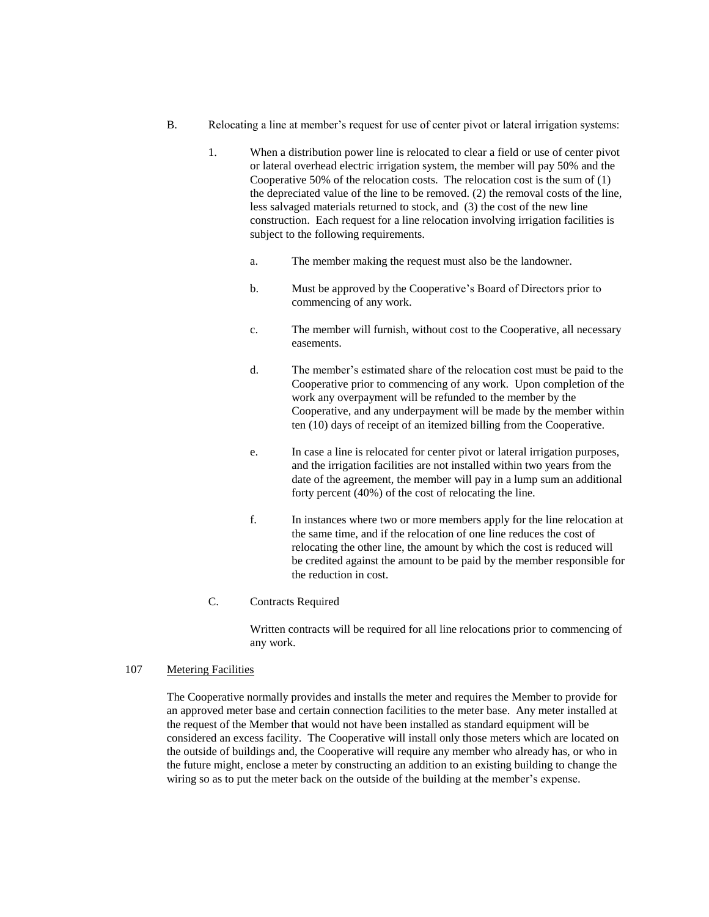B. Relocating a line at member's request for use of center pivot or lateral irrigation systems:

1. When a distribution power line is relocated to clear a field or use of center pivot or lateral overhead electric irrigation system, the member will pay 50% and the Cooperative 50% of the relocation costs. The relocation cost is the sum of (1) the depreciated value of the line to be removed. (2) the removal costs of the line, less salvaged materials returned to stock, and (3) the cost of the new line construction. Each request for a line relocation involving irrigation facilities is subject to the following requirements.

   a. The member making the request must also be the landowner.

   b. Must be approved by the Cooperative's Board of Directors prior to commencing of any work.

   c. The member will furnish, without cost to the Cooperative, all necessary easements.

   d. The member's estimated share of the relocation cost must be paid to the Cooperative prior to commencing of any work. Upon completion of the work any overpayment will be refunded to the member by the Cooperative, and any underpayment will be made by the member within ten (10) days of receipt of an itemized billing from the Cooperative.

   e. In case a line is relocated for center pivot or lateral irrigation purposes, and the irrigation facilities are not installed within two years from the date of the agreement, the member will pay in a lump sum an additional forty percent (40%) of the cost of relocating the line.

   f. In instances where two or more members apply for the line relocation at the same time, and if the relocation of one line reduces the cost of relocating the other line, the amount by which the cost is reduced will be credited against the amount to be paid by the member responsible for the reduction in cost.

C. Contracts Required

   Written contracts will be required for all line relocations prior to commencing of any work.

107 <u>Metering Facilities</u>

The Cooperative normally provides and installs the meter and requires the Member to provide for an approved meter base and certain connection facilities to the meter base. Any meter installed at the request of the Member that would not have been installed as standard equipment will be considered an excess facility. The Cooperative will install only those meters which are located on the outside of buildings and, the Cooperative will require any member who already has, or who in the future might, enclose a meter by constructing an addition to an existing building to change the wiring so as to put the meter back on the outside of the building at the member's expense.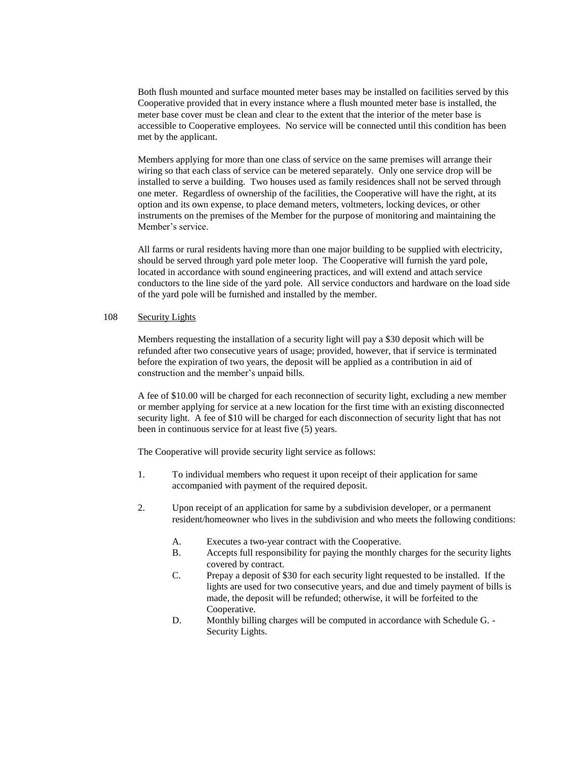Both flush mounted and surface mounted meter bases may be installed on facilities served by this Cooperative provided that in every instance where a flush mounted meter base is installed, the meter base cover must be clean and clear to the extent that the interior of the meter base is accessible to Cooperative employees. No service will be connected until this condition has been met by the applicant.

Members applying for more than one class of service on the same premises will arrange their wiring so that each class of service can be metered separately. Only one service drop will be installed to serve a building. Two houses used as family residences shall not be served through one meter. Regardless of ownership of the facilities, the Cooperative will have the right, at its option and its own expense, to place demand meters, voltmeters, locking devices, or other instruments on the premises of the Member for the purpose of monitoring and maintaining the Member's service.

All farms or rural residents having more than one major building to be supplied with electricity, should be served through yard pole meter loop. The Cooperative will furnish the yard pole, located in accordance with sound engineering practices, and will extend and attach service conductors to the line side of the yard pole. All service conductors and hardware on the load side of the yard pole will be furnished and installed by the member.

## 108 Security Lights

Members requesting the installation of a security light will pay a $30 deposit which will be refunded after two consecutive years of usage; provided, however, that if service is terminated before the expiration of two years, the deposit will be applied as a contribution in aid of construction and the member's unpaid bills.

A fee of $10.00 will be charged for each reconnection of security light, excluding a new member or member applying for service at a new location for the first time with an existing disconnected security light. A fee of $10 will be charged for each disconnection of security light that has not been in continuous service for at least five (5) years.

The Cooperative will provide security light service as follows:

1. To individual members who request it upon receipt of their application for same accompanied with payment of the required deposit.

2. Upon receipt of an application for same by a subdivision developer, or a permanent resident/homeowner who lives in the subdivision and who meets the following conditions:

   A. Executes a two-year contract with the Cooperative.

   B. Accepts full responsibility for paying the monthly charges for the security lights covered by contract.

   C. Prepay a deposit of $30 for each security light requested to be installed. If the lights are used for two consecutive years, and due and timely payment of bills is made, the deposit will be refunded; otherwise, it will be forfeited to the Cooperative.

   D. Monthly billing charges will be computed in accordance with Schedule G. - Security Lights.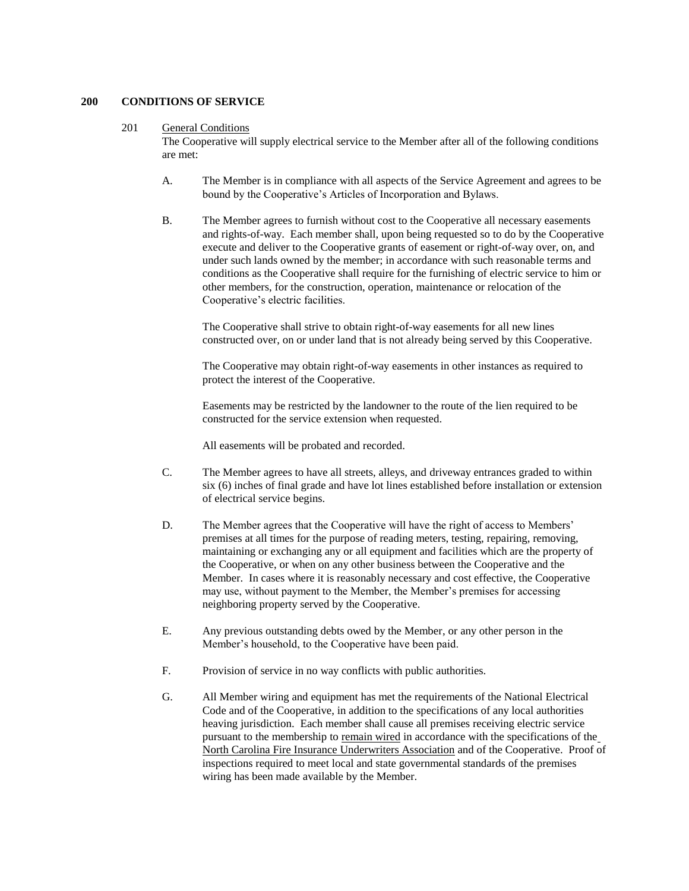## 200 CONDITIONS OF SERVICE

### 201 General Conditions

The Cooperative will supply electrical service to the Member after all of the following conditions are met:

A. The Member is in compliance with all aspects of the Service Agreement and agrees to be bound by the Cooperative's Articles of Incorporation and Bylaws.

B. The Member agrees to furnish without cost to the Cooperative all necessary easements and rights-of-way. Each member shall, upon being requested so to do by the Cooperative execute and deliver to the Cooperative grants of easement or right-of-way over, on, and under such lands owned by the member; in accordance with such reasonable terms and conditions as the Cooperative shall require for the furnishing of electric service to him or other members, for the construction, operation, maintenance or relocation of the Cooperative's electric facilities.

   The Cooperative shall strive to obtain right-of-way easements for all new lines constructed over, on or under land that is not already being served by this Cooperative.

   The Cooperative may obtain right-of-way easements in other instances as required to protect the interest of the Cooperative.

   Easements may be restricted by the landowner to the route of the lien required to be constructed for the service extension when requested.

   All easements will be probated and recorded.

C. The Member agrees to have all streets, alleys, and driveway entrances graded to within six (6) inches of final grade and have lot lines established before installation or extension of electrical service begins.

D. The Member agrees that the Cooperative will have the right of access to Members' premises at all times for the purpose of reading meters, testing, repairing, removing, maintaining or exchanging any or all equipment and facilities which are the property of the Cooperative, or when on any other business between the Cooperative and the Member. In cases where it is reasonably necessary and cost effective, the Cooperative may use, without payment to the Member, the Member's premises for accessing neighboring property served by the Cooperative.

E. Any previous outstanding debts owed by the Member, or any other person in the Member's household, to the Cooperative have been paid.

F. Provision of service in no way conflicts with public authorities.

G. All Member wiring and equipment has met the requirements of the National Electrical Code and of the Cooperative, in addition to the specifications of any local authorities heaving jurisdiction. Each member shall cause all premises receiving electric service pursuant to the membership to remain wired in accordance with the specifications of the North Carolina Fire Insurance Underwriters Association and of the Cooperative. Proof of inspections required to meet local and state governmental standards of the premises wiring has been made available by the Member.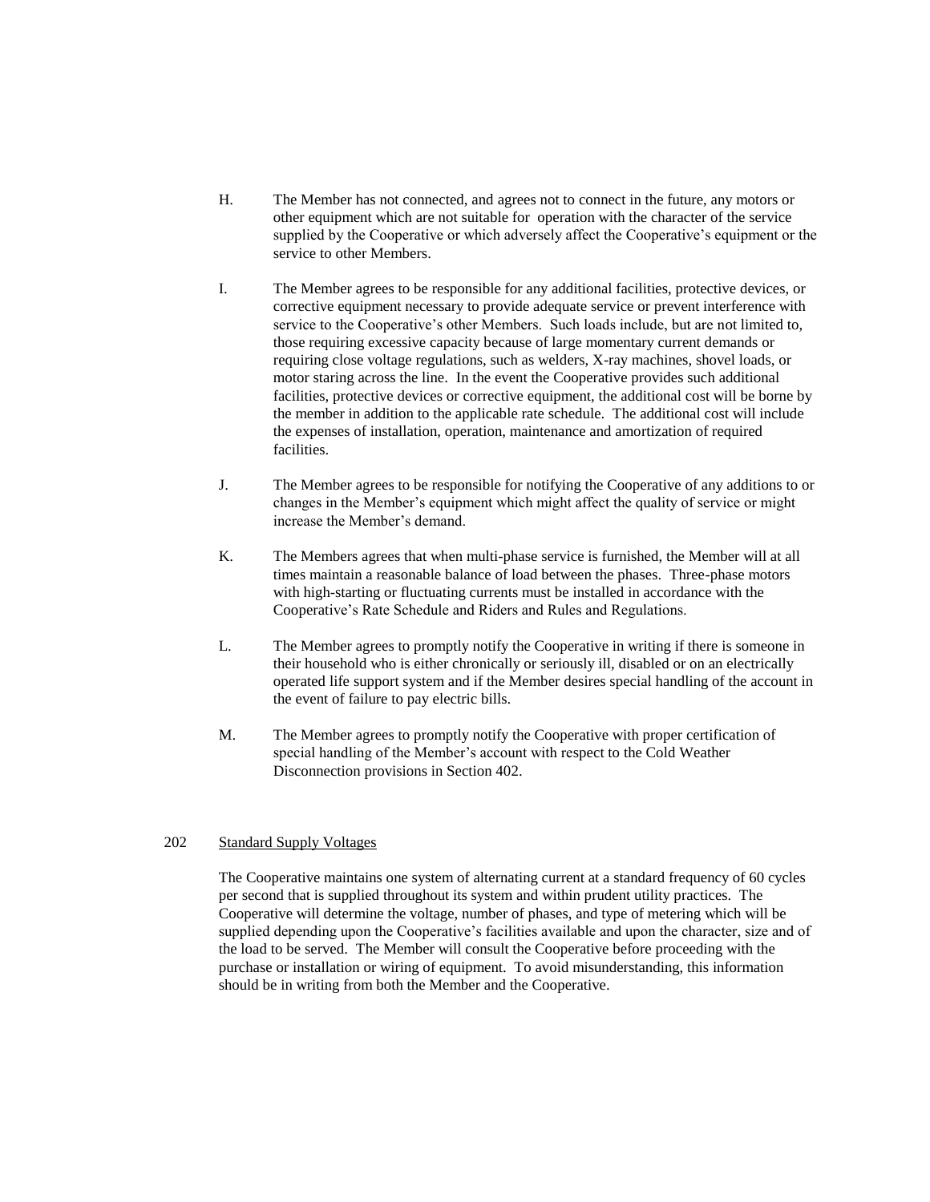H. The Member has not connected, and agrees not to connect in the future, any motors or other equipment which are not suitable for operation with the character of the service supplied by the Cooperative or which adversely affect the Cooperative's equipment or the service to other Members.

I. The Member agrees to be responsible for any additional facilities, protective devices, or corrective equipment necessary to provide adequate service or prevent interference with service to the Cooperative's other Members. Such loads include, but are not limited to, those requiring excessive capacity because of large momentary current demands or requiring close voltage regulations, such as welders, X-ray machines, shovel loads, or motor staring across the line. In the event the Cooperative provides such additional facilities, protective devices or corrective equipment, the additional cost will be borne by the member in addition to the applicable rate schedule. The additional cost will include the expenses of installation, operation, maintenance and amortization of required facilities.

J. The Member agrees to be responsible for notifying the Cooperative of any additions to or changes in the Member's equipment which might affect the quality of service or might increase the Member's demand.

K. The Members agrees that when multi-phase service is furnished, the Member will at all times maintain a reasonable balance of load between the phases. Three-phase motors with high-starting or fluctuating currents must be installed in accordance with the Cooperative's Rate Schedule and Riders and Rules and Regulations.

L. The Member agrees to promptly notify the Cooperative in writing if there is someone in their household who is either chronically or seriously ill, disabled or on an electrically operated life support system and if the Member desires special handling of the account in the event of failure to pay electric bills.

M. The Member agrees to promptly notify the Cooperative with proper certification of special handling of the Member's account with respect to the Cold Weather Disconnection provisions in Section 402.

## 202 Standard Supply Voltages

The Cooperative maintains one system of alternating current at a standard frequency of 60 cycles per second that is supplied throughout its system and within prudent utility practices. The Cooperative will determine the voltage, number of phases, and type of metering which will be supplied depending upon the Cooperative's facilities available and upon the character, size and of the load to be served. The Member will consult the Cooperative before proceeding with the purchase or installation or wiring of equipment. To avoid misunderstanding, this information should be in writing from both the Member and the Cooperative.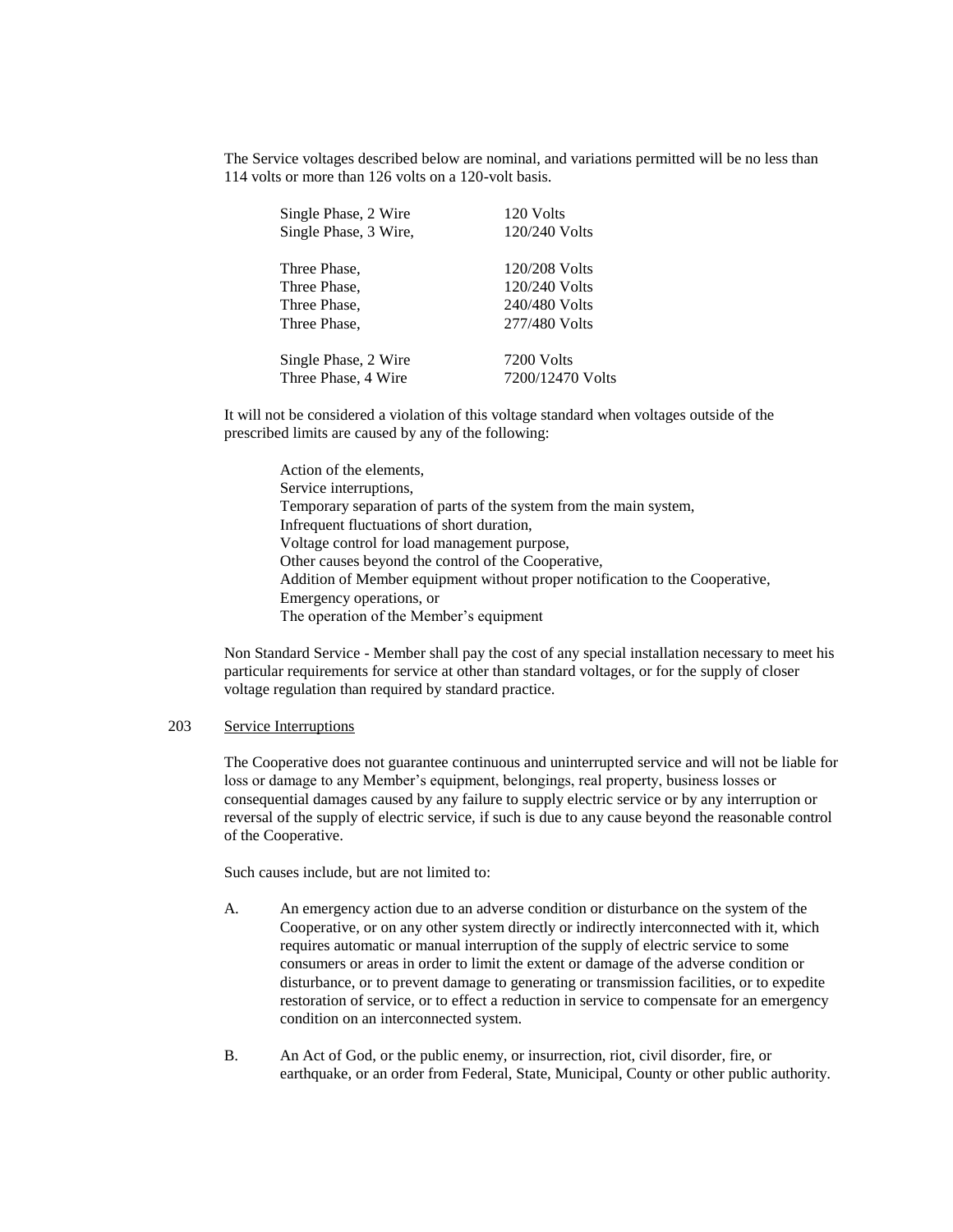The Service voltages described below are nominal, and variations permitted will be no less than 114 volts or more than 126 volts on a 120-volt basis.

| | |
|---|---|
| Single Phase, 2 Wire | 120 Volts |
| Single Phase, 3 Wire, | 120/240 Volts |
| | |
| Three Phase, | 120/208 Volts |
| Three Phase, | 120/240 Volts |
| Three Phase, | 240/480 Volts |
| Three Phase, | 277/480 Volts |
| | |
| Single Phase, 2 Wire | 7200 Volts |
| Three Phase, 4 Wire | 7200/12470 Volts |

It will not be considered a violation of this voltage standard when voltages outside of the prescribed limits are caused by any of the following:

Action of the elements,
Service interruptions,
Temporary separation of parts of the system from the main system,
Infrequent fluctuations of short duration,
Voltage control for load management purpose,
Other causes beyond the control of the Cooperative,
Addition of Member equipment without proper notification to the Cooperative,
Emergency operations, or
The operation of the Member's equipment

Non Standard Service - Member shall pay the cost of any special installation necessary to meet his particular requirements for service at other than standard voltages, or for the supply of closer voltage regulation than required by standard practice.

## 203 Service Interruptions

The Cooperative does not guarantee continuous and uninterrupted service and will not be liable for loss or damage to any Member's equipment, belongings, real property, business losses or consequential damages caused by any failure to supply electric service or by any interruption or reversal of the supply of electric service, if such is due to any cause beyond the reasonable control of the Cooperative.

Such causes include, but are not limited to:

A. An emergency action due to an adverse condition or disturbance on the system of the Cooperative, or on any other system directly or indirectly interconnected with it, which requires automatic or manual interruption of the supply of electric service to some consumers or areas in order to limit the extent or damage of the adverse condition or disturbance, or to prevent damage to generating or transmission facilities, or to expedite restoration of service, or to effect a reduction in service to compensate for an emergency condition on an interconnected system.

B. An Act of God, or the public enemy, or insurrection, riot, civil disorder, fire, or earthquake, or an order from Federal, State, Municipal, County or other public authority.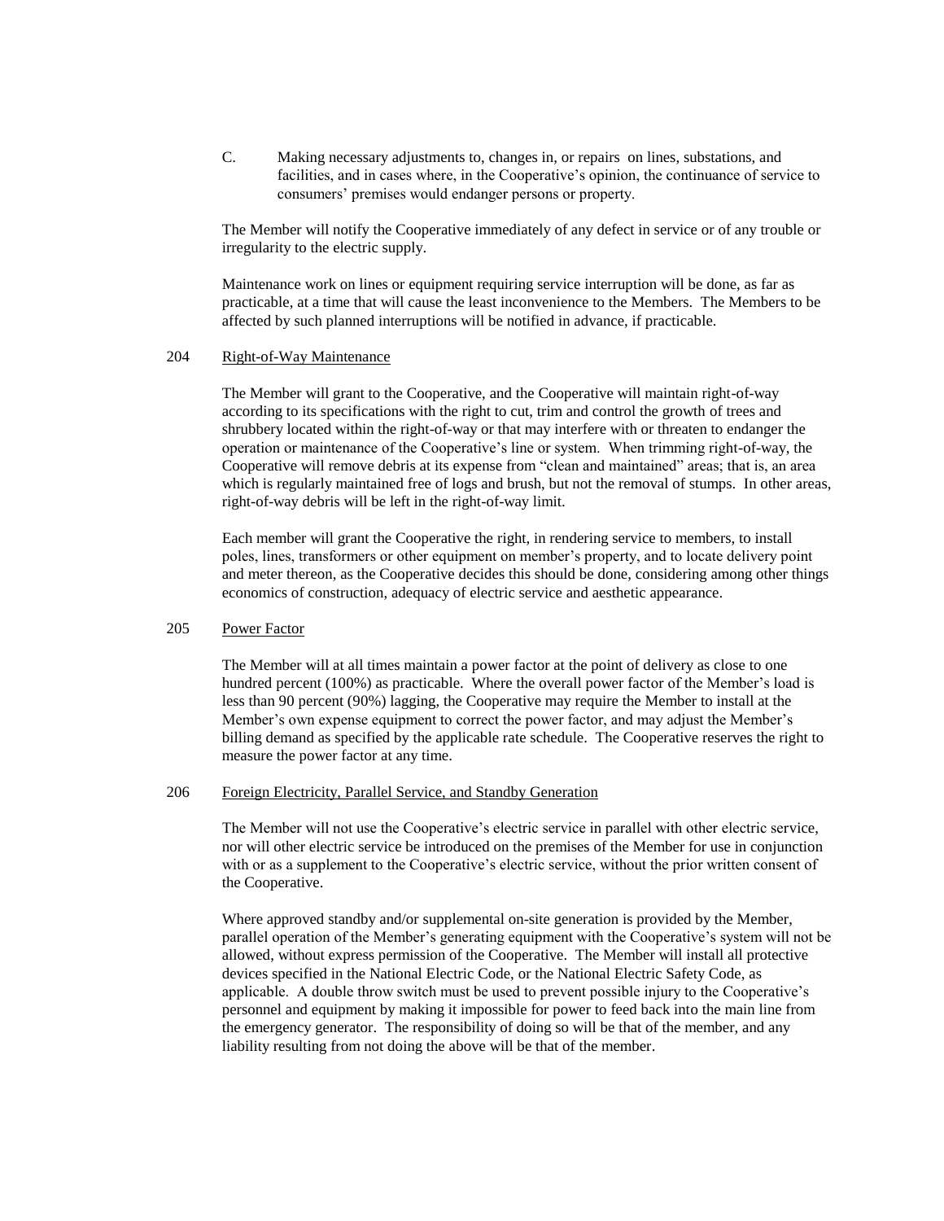C. Making necessary adjustments to, changes in, or repairs on lines, substations, and facilities, and in cases where, in the Cooperative's opinion, the continuance of service to consumers' premises would endanger persons or property.

The Member will notify the Cooperative immediately of any defect in service or of any trouble or irregularity to the electric supply.

Maintenance work on lines or equipment requiring service interruption will be done, as far as practicable, at a time that will cause the least inconvenience to the Members. The Members to be affected by such planned interruptions will be notified in advance, if practicable.

## 204 Right-of-Way Maintenance

The Member will grant to the Cooperative, and the Cooperative will maintain right-of-way according to its specifications with the right to cut, trim and control the growth of trees and shrubbery located within the right-of-way or that may interfere with or threaten to endanger the operation or maintenance of the Cooperative's line or system. When trimming right-of-way, the Cooperative will remove debris at its expense from "clean and maintained" areas; that is, an area which is regularly maintained free of logs and brush, but not the removal of stumps. In other areas, right-of-way debris will be left in the right-of-way limit.

Each member will grant the Cooperative the right, in rendering service to members, to install poles, lines, transformers or other equipment on member's property, and to locate delivery point and meter thereon, as the Cooperative decides this should be done, considering among other things economics of construction, adequacy of electric service and aesthetic appearance.

## 205 Power Factor

The Member will at all times maintain a power factor at the point of delivery as close to one hundred percent (100%) as practicable. Where the overall power factor of the Member's load is less than 90 percent (90%) lagging, the Cooperative may require the Member to install at the Member's own expense equipment to correct the power factor, and may adjust the Member's billing demand as specified by the applicable rate schedule. The Cooperative reserves the right to measure the power factor at any time.

## 206 Foreign Electricity, Parallel Service, and Standby Generation

The Member will not use the Cooperative's electric service in parallel with other electric service, nor will other electric service be introduced on the premises of the Member for use in conjunction with or as a supplement to the Cooperative's electric service, without the prior written consent of the Cooperative.

Where approved standby and/or supplemental on-site generation is provided by the Member, parallel operation of the Member's generating equipment with the Cooperative's system will not be allowed, without express permission of the Cooperative. The Member will install all protective devices specified in the National Electric Code, or the National Electric Safety Code, as applicable. A double throw switch must be used to prevent possible injury to the Cooperative's personnel and equipment by making it impossible for power to feed back into the main line from the emergency generator. The responsibility of doing so will be that of the member, and any liability resulting from not doing the above will be that of the member.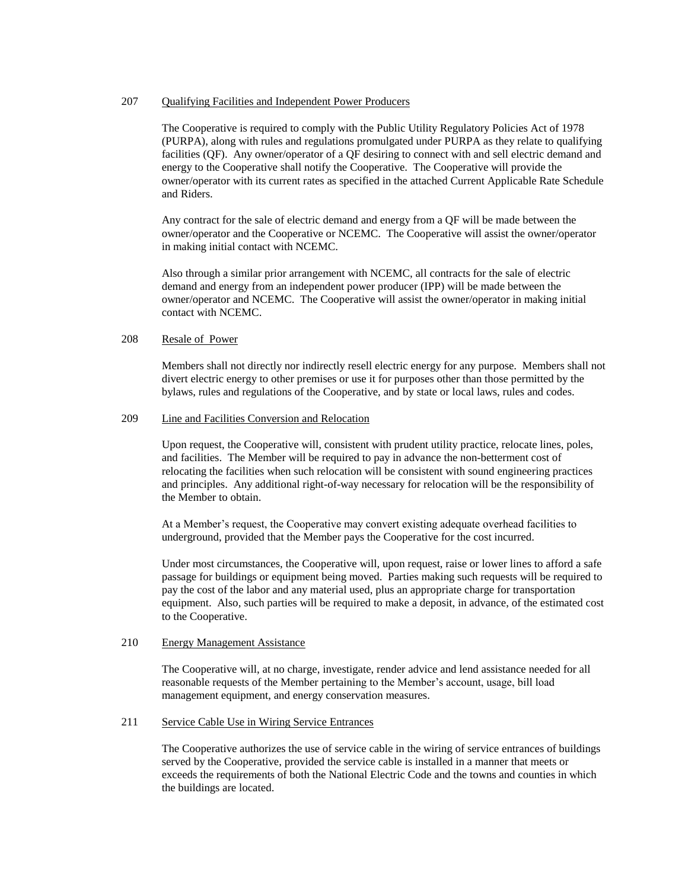## 207 Qualifying Facilities and Independent Power Producers

The Cooperative is required to comply with the Public Utility Regulatory Policies Act of 1978 (PURPA), along with rules and regulations promulgated under PURPA as they relate to qualifying facilities (QF). Any owner/operator of a QF desiring to connect with and sell electric demand and energy to the Cooperative shall notify the Cooperative. The Cooperative will provide the owner/operator with its current rates as specified in the attached Current Applicable Rate Schedule and Riders.

Any contract for the sale of electric demand and energy from a QF will be made between the owner/operator and the Cooperative or NCEMC. The Cooperative will assist the owner/operator in making initial contact with NCEMC.

Also through a similar prior arrangement with NCEMC, all contracts for the sale of electric demand and energy from an independent power producer (IPP) will be made between the owner/operator and NCEMC. The Cooperative will assist the owner/operator in making initial contact with NCEMC.

## 208 Resale of Power

Members shall not directly nor indirectly resell electric energy for any purpose. Members shall not divert electric energy to other premises or use it for purposes other than those permitted by the bylaws, rules and regulations of the Cooperative, and by state or local laws, rules and codes.

## 209 Line and Facilities Conversion and Relocation

Upon request, the Cooperative will, consistent with prudent utility practice, relocate lines, poles, and facilities. The Member will be required to pay in advance the non-betterment cost of relocating the facilities when such relocation will be consistent with sound engineering practices and principles. Any additional right-of-way necessary for relocation will be the responsibility of the Member to obtain.

At a Member's request, the Cooperative may convert existing adequate overhead facilities to underground, provided that the Member pays the Cooperative for the cost incurred.

Under most circumstances, the Cooperative will, upon request, raise or lower lines to afford a safe passage for buildings or equipment being moved. Parties making such requests will be required to pay the cost of the labor and any material used, plus an appropriate charge for transportation equipment. Also, such parties will be required to make a deposit, in advance, of the estimated cost to the Cooperative.

## 210 Energy Management Assistance

The Cooperative will, at no charge, investigate, render advice and lend assistance needed for all reasonable requests of the Member pertaining to the Member's account, usage, bill load management equipment, and energy conservation measures.

## 211 Service Cable Use in Wiring Service Entrances

The Cooperative authorizes the use of service cable in the wiring of service entrances of buildings served by the Cooperative, provided the service cable is installed in a manner that meets or exceeds the requirements of both the National Electric Code and the towns and counties in which the buildings are located.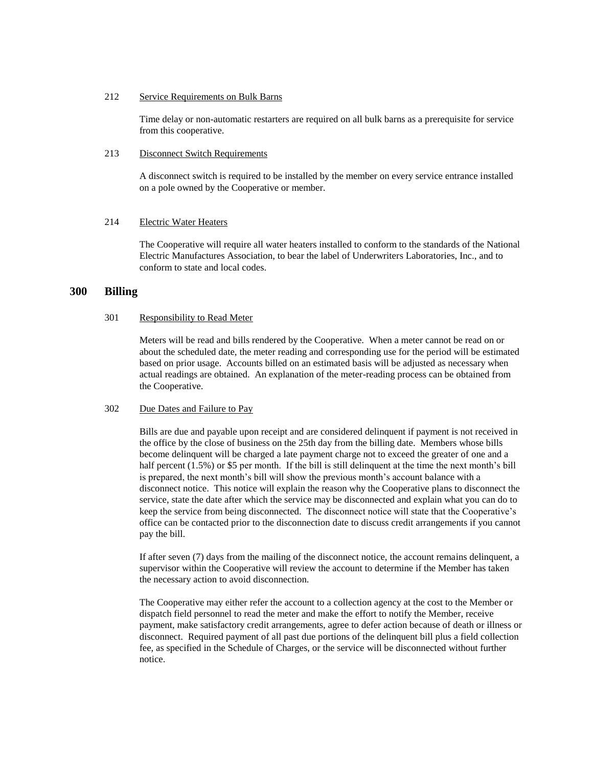212 Service Requirements on Bulk Barns

Time delay or non-automatic restarters are required on all bulk barns as a prerequisite for service from this cooperative.

213 Disconnect Switch Requirements

A disconnect switch is required to be installed by the member on every service entrance installed on a pole owned by the Cooperative or member.

214 Electric Water Heaters

The Cooperative will require all water heaters installed to conform to the standards of the National Electric Manufactures Association, to bear the label of Underwriters Laboratories, Inc., and to conform to state and local codes.

## 300 Billing

301 Responsibility to Read Meter

Meters will be read and bills rendered by the Cooperative. When a meter cannot be read on or about the scheduled date, the meter reading and corresponding use for the period will be estimated based on prior usage. Accounts billed on an estimated basis will be adjusted as necessary when actual readings are obtained. An explanation of the meter-reading process can be obtained from the Cooperative.

302 Due Dates and Failure to Pay

Bills are due and payable upon receipt and are considered delinquent if payment is not received in the office by the close of business on the 25th day from the billing date. Members whose bills become delinquent will be charged a late payment charge not to exceed the greater of one and a half percent (1.5%) or $5 per month. If the bill is still delinquent at the time the next month's bill is prepared, the next month's bill will show the previous month's account balance with a disconnect notice. This notice will explain the reason why the Cooperative plans to disconnect the service, state the date after which the service may be disconnected and explain what you can do to keep the service from being disconnected. The disconnect notice will state that the Cooperative's office can be contacted prior to the disconnection date to discuss credit arrangements if you cannot pay the bill.

If after seven (7) days from the mailing of the disconnect notice, the account remains delinquent, a supervisor within the Cooperative will review the account to determine if the Member has taken the necessary action to avoid disconnection.

The Cooperative may either refer the account to a collection agency at the cost to the Member or dispatch field personnel to read the meter and make the effort to notify the Member, receive payment, make satisfactory credit arrangements, agree to defer action because of death or illness or disconnect. Required payment of all past due portions of the delinquent bill plus a field collection fee, as specified in the Schedule of Charges, or the service will be disconnected without further notice.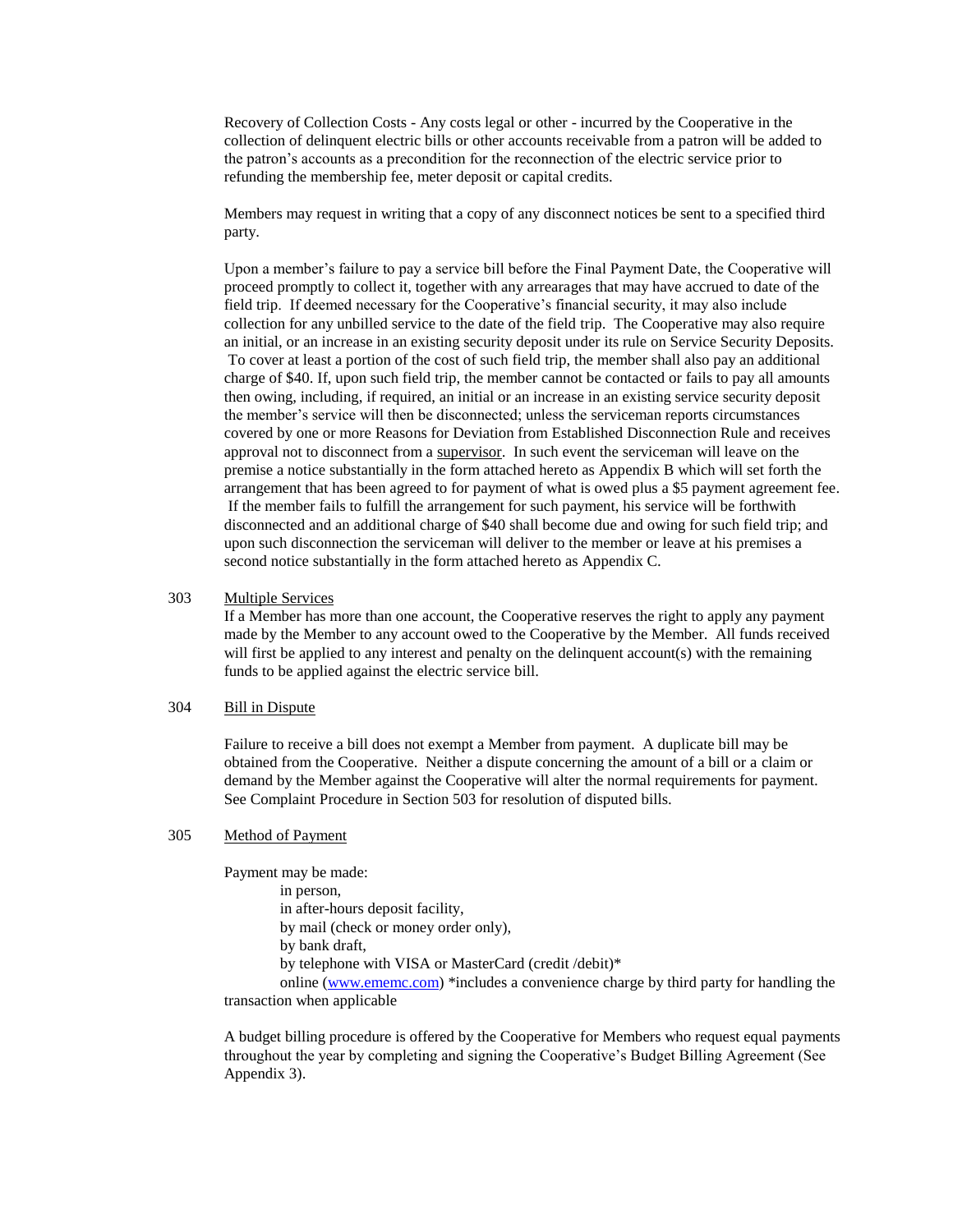Recovery of Collection Costs - Any costs legal or other - incurred by the Cooperative in the collection of delinquent electric bills or other accounts receivable from a patron will be added to the patron's accounts as a precondition for the reconnection of the electric service prior to refunding the membership fee, meter deposit or capital credits.

Members may request in writing that a copy of any disconnect notices be sent to a specified third party.

Upon a member's failure to pay a service bill before the Final Payment Date, the Cooperative will proceed promptly to collect it, together with any arrearages that may have accrued to date of the field trip. If deemed necessary for the Cooperative's financial security, it may also include collection for any unbilled service to the date of the field trip. The Cooperative may also require an initial, or an increase in an existing security deposit under its rule on Service Security Deposits. To cover at least a portion of the cost of such field trip, the member shall also pay an additional charge of $40. If, upon such field trip, the member cannot be contacted or fails to pay all amounts then owing, including, if required, an initial or an increase in an existing service security deposit the member's service will then be disconnected; unless the serviceman reports circumstances covered by one or more Reasons for Deviation from Established Disconnection Rule and receives approval not to disconnect from a <u>supervisor</u>. In such event the serviceman will leave on the premise a notice substantially in the form attached hereto as Appendix B which will set forth the arrangement that has been agreed to for payment of what is owed plus a $5 payment agreement fee. If the member fails to fulfill the arrangement for such payment, his service will be forthwith disconnected and an additional charge of $40 shall become due and owing for such field trip; and upon such disconnection the serviceman will deliver to the member or leave at his premises a second notice substantially in the form attached hereto as Appendix C.

## 303 Multiple Services

If a Member has more than one account, the Cooperative reserves the right to apply any payment made by the Member to any account owed to the Cooperative by the Member. All funds received will first be applied to any interest and penalty on the delinquent account(s) with the remaining funds to be applied against the electric service bill.

## 304 Bill in Dispute

Failure to receive a bill does not exempt a Member from payment. A duplicate bill may be obtained from the Cooperative. Neither a dispute concerning the amount of a bill or a claim or demand by the Member against the Cooperative will alter the normal requirements for payment. See Complaint Procedure in Section 503 for resolution of disputed bills.

## 305 Method of Payment

Payment may be made:

- in person,
- in after-hours deposit facility,
- by mail (check or money order only),
- by bank draft,
- by telephone with VISA or MasterCard (credit /debit)*
- online (www.ememc.com) *includes a convenience charge by third party for handling the transaction when applicable

A budget billing procedure is offered by the Cooperative for Members who request equal payments throughout the year by completing and signing the Cooperative's Budget Billing Agreement (See Appendix 3).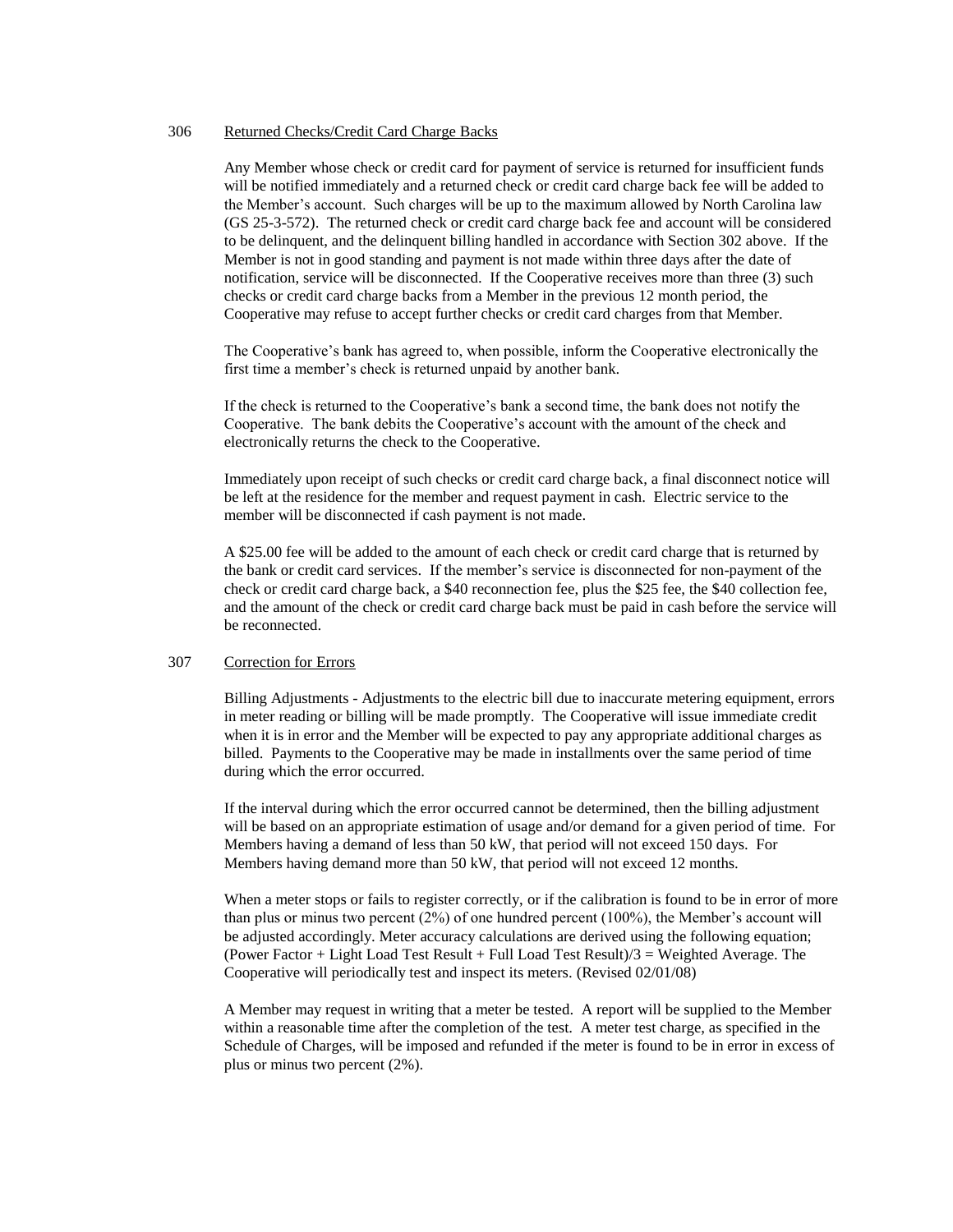## 306 Returned Checks/Credit Card Charge Backs

Any Member whose check or credit card for payment of service is returned for insufficient funds will be notified immediately and a returned check or credit card charge back fee will be added to the Member's account. Such charges will be up to the maximum allowed by North Carolina law (GS 25-3-572). The returned check or credit card charge back fee and account will be considered to be delinquent, and the delinquent billing handled in accordance with Section 302 above. If the Member is not in good standing and payment is not made within three days after the date of notification, service will be disconnected. If the Cooperative receives more than three (3) such checks or credit card charge backs from a Member in the previous 12 month period, the Cooperative may refuse to accept further checks or credit card charges from that Member.

The Cooperative's bank has agreed to, when possible, inform the Cooperative electronically the first time a member's check is returned unpaid by another bank.

If the check is returned to the Cooperative's bank a second time, the bank does not notify the Cooperative. The bank debits the Cooperative's account with the amount of the check and electronically returns the check to the Cooperative.

Immediately upon receipt of such checks or credit card charge back, a final disconnect notice will be left at the residence for the member and request payment in cash. Electric service to the member will be disconnected if cash payment is not made.

A $25.00 fee will be added to the amount of each check or credit card charge that is returned by the bank or credit card services. If the member's service is disconnected for non-payment of the check or credit card charge back, a $40 reconnection fee, plus the $25 fee, the $40 collection fee, and the amount of the check or credit card charge back must be paid in cash before the service will be reconnected.

## 307 Correction for Errors

Billing Adjustments - Adjustments to the electric bill due to inaccurate metering equipment, errors in meter reading or billing will be made promptly. The Cooperative will issue immediate credit when it is in error and the Member will be expected to pay any appropriate additional charges as billed. Payments to the Cooperative may be made in installments over the same period of time during which the error occurred.

If the interval during which the error occurred cannot be determined, then the billing adjustment will be based on an appropriate estimation of usage and/or demand for a given period of time. For Members having a demand of less than 50 kW, that period will not exceed 150 days. For Members having demand more than 50 kW, that period will not exceed 12 months.

When a meter stops or fails to register correctly, or if the calibration is found to be in error of more than plus or minus two percent (2%) of one hundred percent (100%), the Member's account will be adjusted accordingly. Meter accuracy calculations are derived using the following equation; (Power Factor + Light Load Test Result + Full Load Test Result)/3 = Weighted Average. The Cooperative will periodically test and inspect its meters. (Revised 02/01/08)

A Member may request in writing that a meter be tested. A report will be supplied to the Member within a reasonable time after the completion of the test. A meter test charge, as specified in the Schedule of Charges, will be imposed and refunded if the meter is found to be in error in excess of plus or minus two percent (2%).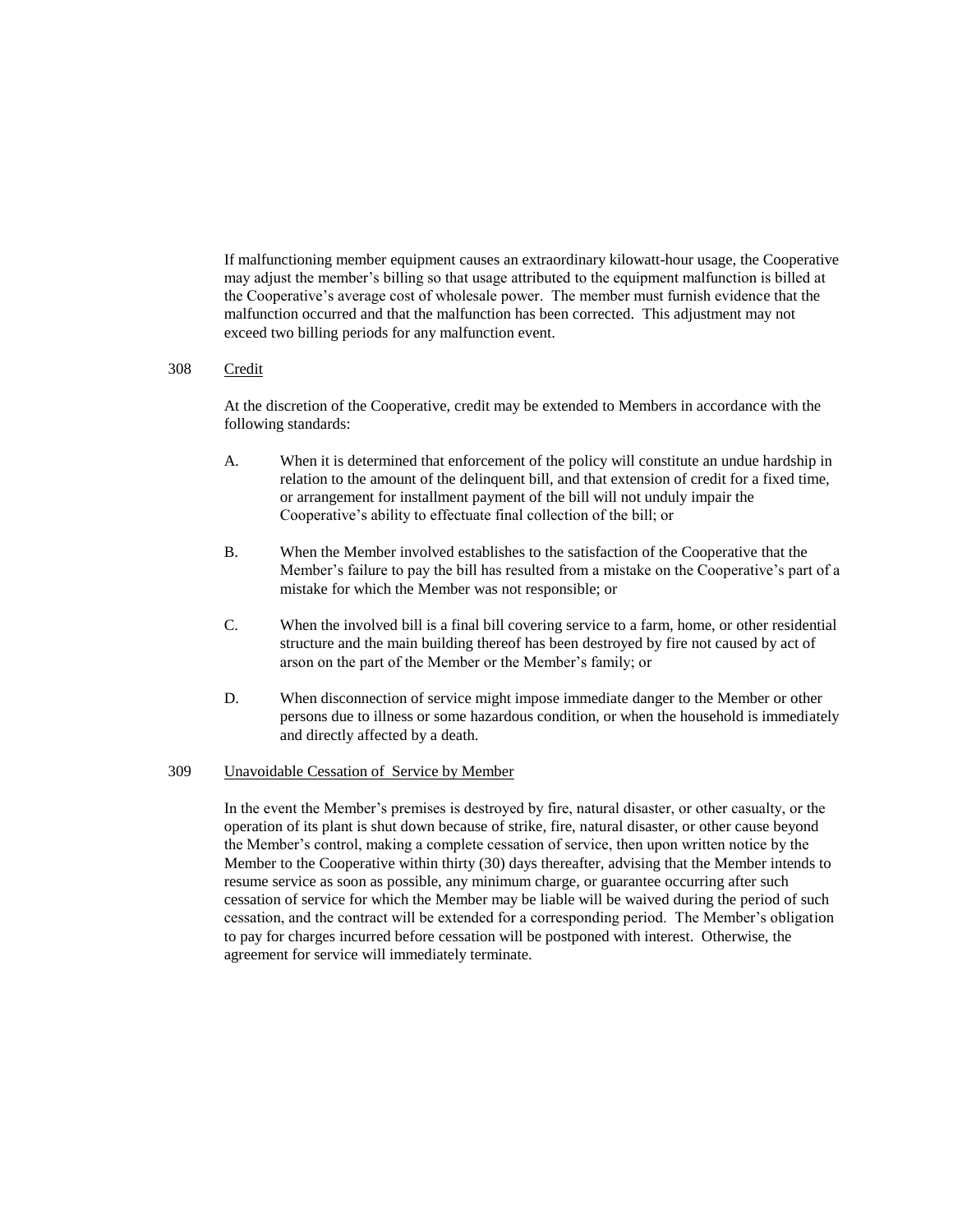If malfunctioning member equipment causes an extraordinary kilowatt-hour usage, the Cooperative may adjust the member's billing so that usage attributed to the equipment malfunction is billed at the Cooperative's average cost of wholesale power. The member must furnish evidence that the malfunction occurred and that the malfunction has been corrected. This adjustment may not exceed two billing periods for any malfunction event.

## 308 Credit

At the discretion of the Cooperative, credit may be extended to Members in accordance with the following standards:

A. When it is determined that enforcement of the policy will constitute an undue hardship in relation to the amount of the delinquent bill, and that extension of credit for a fixed time, or arrangement for installment payment of the bill will not unduly impair the Cooperative's ability to effectuate final collection of the bill; or

B. When the Member involved establishes to the satisfaction of the Cooperative that the Member's failure to pay the bill has resulted from a mistake on the Cooperative's part of a mistake for which the Member was not responsible; or

C. When the involved bill is a final bill covering service to a farm, home, or other residential structure and the main building thereof has been destroyed by fire not caused by act of arson on the part of the Member or the Member's family; or

D. When disconnection of service might impose immediate danger to the Member or other persons due to illness or some hazardous condition, or when the household is immediately and directly affected by a death.

## 309 Unavoidable Cessation of Service by Member

In the event the Member's premises is destroyed by fire, natural disaster, or other casualty, or the operation of its plant is shut down because of strike, fire, natural disaster, or other cause beyond the Member's control, making a complete cessation of service, then upon written notice by the Member to the Cooperative within thirty (30) days thereafter, advising that the Member intends to resume service as soon as possible, any minimum charge, or guarantee occurring after such cessation of service for which the Member may be liable will be waived during the period of such cessation, and the contract will be extended for a corresponding period. The Member's obligation to pay for charges incurred before cessation will be postponed with interest. Otherwise, the agreement for service will immediately terminate.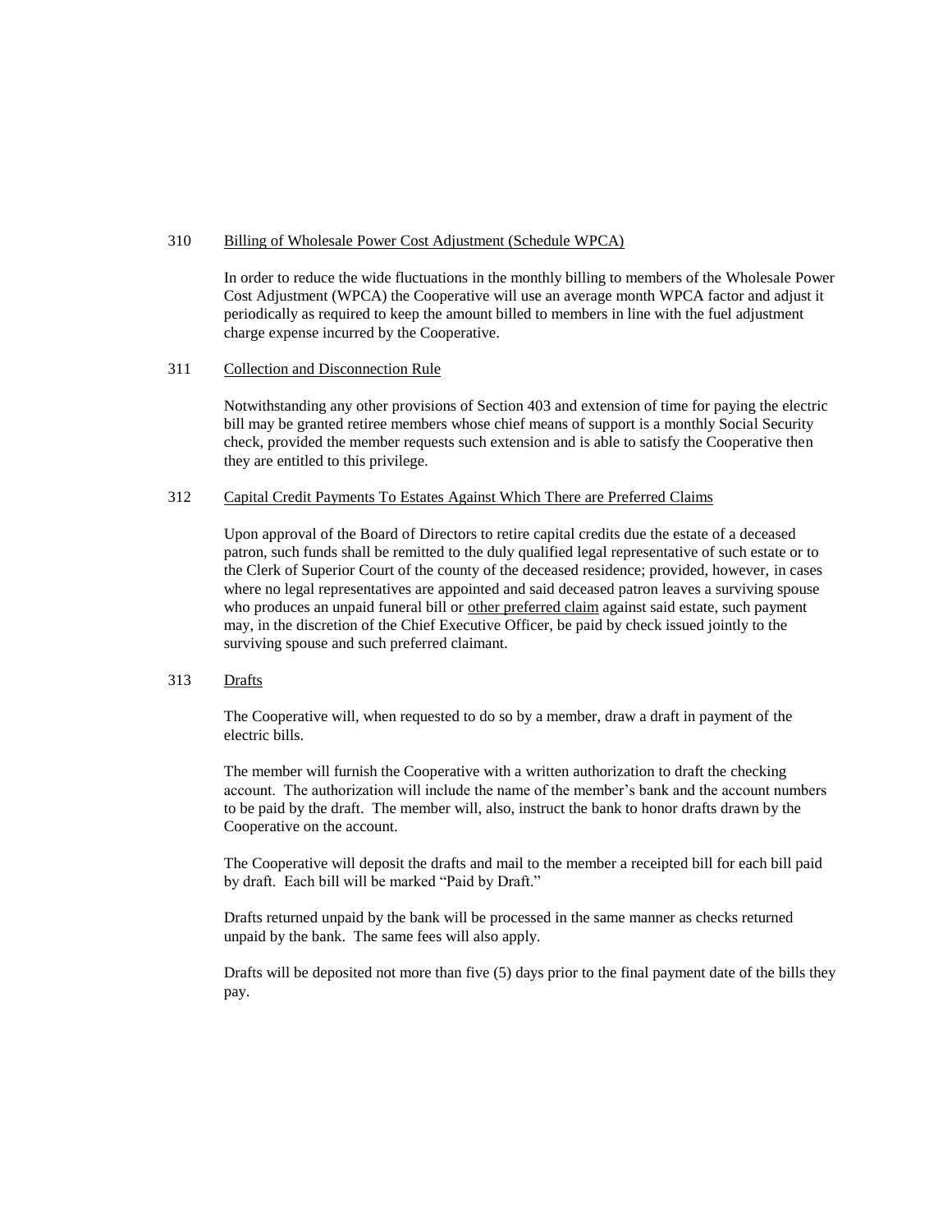## 310 Billing of Wholesale Power Cost Adjustment (Schedule WPCA)

In order to reduce the wide fluctuations in the monthly billing to members of the Wholesale Power Cost Adjustment (WPCA) the Cooperative will use an average month WPCA factor and adjust it periodically as required to keep the amount billed to members in line with the fuel adjustment charge expense incurred by the Cooperative.

## 311 Collection and Disconnection Rule

Notwithstanding any other provisions of Section 403 and extension of time for paying the electric bill may be granted retiree members whose chief means of support is a monthly Social Security check, provided the member requests such extension and is able to satisfy the Cooperative then they are entitled to this privilege.

## 312 Capital Credit Payments To Estates Against Which There are Preferred Claims

Upon approval of the Board of Directors to retire capital credits due the estate of a deceased patron, such funds shall be remitted to the duly qualified legal representative of such estate or to the Clerk of Superior Court of the county of the deceased residence; provided, however, in cases where no legal representatives are appointed and said deceased patron leaves a surviving spouse who produces an unpaid funeral bill or <u>other preferred claim</u> against said estate, such payment may, in the discretion of the Chief Executive Officer, be paid by check issued jointly to the surviving spouse and such preferred claimant.

## 313 Drafts

The Cooperative will, when requested to do so by a member, draw a draft in payment of the electric bills.

The member will furnish the Cooperative with a written authorization to draft the checking account. The authorization will include the name of the member's bank and the account numbers to be paid by the draft. The member will, also, instruct the bank to honor drafts drawn by the Cooperative on the account.

The Cooperative will deposit the drafts and mail to the member a receipted bill for each bill paid by draft. Each bill will be marked "Paid by Draft."

Drafts returned unpaid by the bank will be processed in the same manner as checks returned unpaid by the bank. The same fees will also apply.

Drafts will be deposited not more than five (5) days prior to the final payment date of the bills they pay.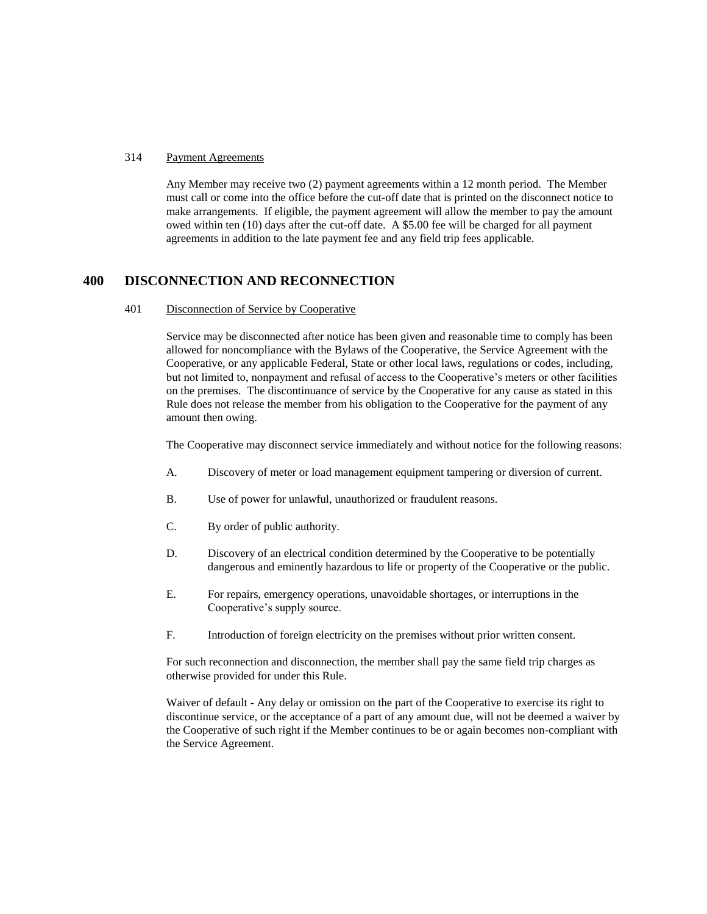314 Payment Agreements

Any Member may receive two (2) payment agreements within a 12 month period. The Member must call or come into the office before the cut-off date that is printed on the disconnect notice to make arrangements. If eligible, the payment agreement will allow the member to pay the amount owed within ten (10) days after the cut-off date. A $5.00 fee will be charged for all payment agreements in addition to the late payment fee and any field trip fees applicable.

## 400 DISCONNECTION AND RECONNECTION

401 Disconnection of Service by Cooperative

Service may be disconnected after notice has been given and reasonable time to comply has been allowed for noncompliance with the Bylaws of the Cooperative, the Service Agreement with the Cooperative, or any applicable Federal, State or other local laws, regulations or codes, including, but not limited to, nonpayment and refusal of access to the Cooperative's meters or other facilities on the premises. The discontinuance of service by the Cooperative for any cause as stated in this Rule does not release the member from his obligation to the Cooperative for the payment of any amount then owing.

The Cooperative may disconnect service immediately and without notice for the following reasons:

A. Discovery of meter or load management equipment tampering or diversion of current.

B. Use of power for unlawful, unauthorized or fraudulent reasons.

C. By order of public authority.

D. Discovery of an electrical condition determined by the Cooperative to be potentially dangerous and eminently hazardous to life or property of the Cooperative or the public.

E. For repairs, emergency operations, unavoidable shortages, or interruptions in the Cooperative's supply source.

F. Introduction of foreign electricity on the premises without prior written consent.

For such reconnection and disconnection, the member shall pay the same field trip charges as otherwise provided for under this Rule.

Waiver of default - Any delay or omission on the part of the Cooperative to exercise its right to discontinue service, or the acceptance of a part of any amount due, will not be deemed a waiver by the Cooperative of such right if the Member continues to be or again becomes non-compliant with the Service Agreement.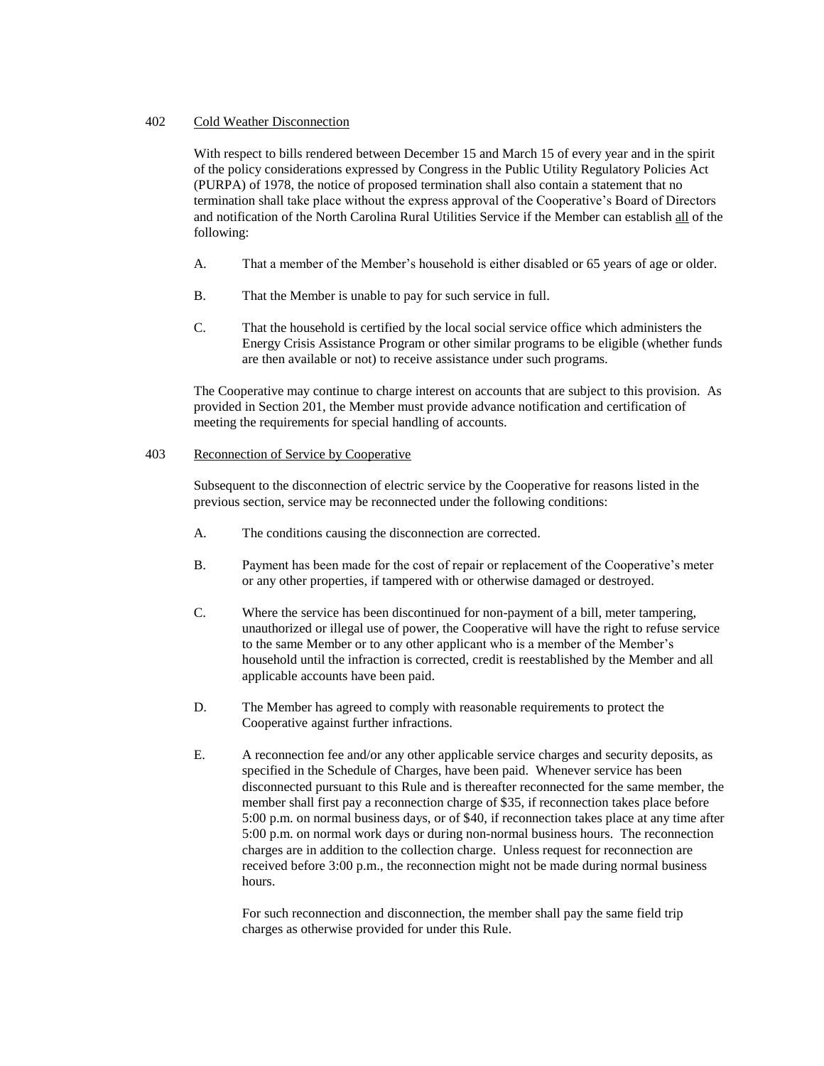402 Cold Weather Disconnection

With respect to bills rendered between December 15 and March 15 of every year and in the spirit of the policy considerations expressed by Congress in the Public Utility Regulatory Policies Act (PURPA) of 1978, the notice of proposed termination shall also contain a statement that no termination shall take place without the express approval of the Cooperative's Board of Directors and notification of the North Carolina Rural Utilities Service if the Member can establish all of the following:

A. That a member of the Member's household is either disabled or 65 years of age or older.

B. That the Member is unable to pay for such service in full.

C. That the household is certified by the local social service office which administers the Energy Crisis Assistance Program or other similar programs to be eligible (whether funds are then available or not) to receive assistance under such programs.

The Cooperative may continue to charge interest on accounts that are subject to this provision. As provided in Section 201, the Member must provide advance notification and certification of meeting the requirements for special handling of accounts.

403 Reconnection of Service by Cooperative

Subsequent to the disconnection of electric service by the Cooperative for reasons listed in the previous section, service may be reconnected under the following conditions:

A. The conditions causing the disconnection are corrected.

B. Payment has been made for the cost of repair or replacement of the Cooperative's meter or any other properties, if tampered with or otherwise damaged or destroyed.

C. Where the service has been discontinued for non-payment of a bill, meter tampering, unauthorized or illegal use of power, the Cooperative will have the right to refuse service to the same Member or to any other applicant who is a member of the Member's household until the infraction is corrected, credit is reestablished by the Member and all applicable accounts have been paid.

D. The Member has agreed to comply with reasonable requirements to protect the Cooperative against further infractions.

E. A reconnection fee and/or any other applicable service charges and security deposits, as specified in the Schedule of Charges, have been paid. Whenever service has been disconnected pursuant to this Rule and is thereafter reconnected for the same member, the member shall first pay a reconnection charge of $35, if reconnection takes place before 5:00 p.m. on normal business days, or of $40, if reconnection takes place at any time after 5:00 p.m. on normal work days or during non-normal business hours. The reconnection charges are in addition to the collection charge. Unless request for reconnection are received before 3:00 p.m., the reconnection might not be made during normal business hours.

   For such reconnection and disconnection, the member shall pay the same field trip charges as otherwise provided for under this Rule.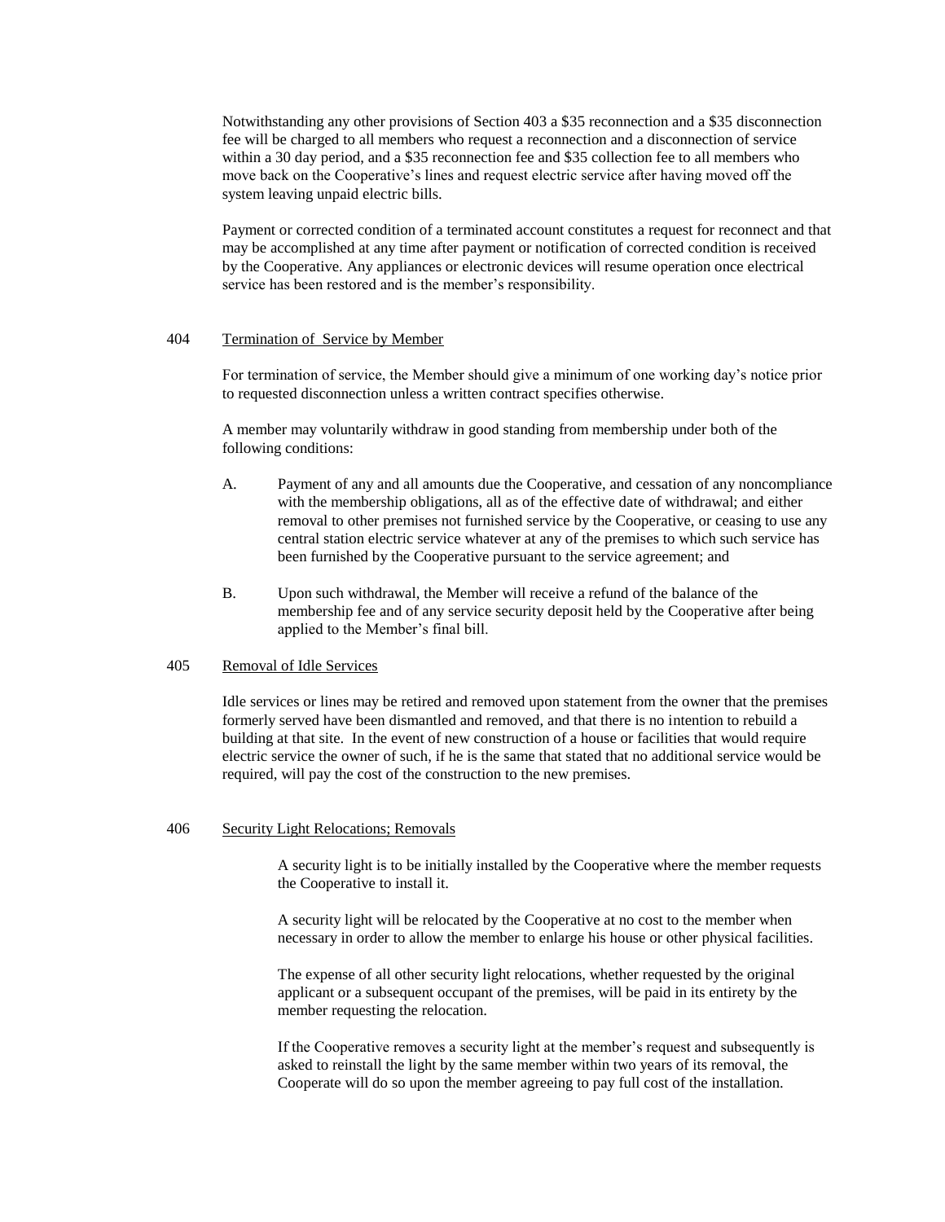Notwithstanding any other provisions of Section 403 a $35 reconnection and a $35 disconnection fee will be charged to all members who request a reconnection and a disconnection of service within a 30 day period, and a $35 reconnection fee and $35 collection fee to all members who move back on the Cooperative's lines and request electric service after having moved off the system leaving unpaid electric bills.

Payment or corrected condition of a terminated account constitutes a request for reconnect and that may be accomplished at any time after payment or notification of corrected condition is received by the Cooperative. Any appliances or electronic devices will resume operation once electrical service has been restored and is the member's responsibility.

## 404 Termination of Service by Member

For termination of service, the Member should give a minimum of one working day's notice prior to requested disconnection unless a written contract specifies otherwise.

A member may voluntarily withdraw in good standing from membership under both of the following conditions:

A. Payment of any and all amounts due the Cooperative, and cessation of any noncompliance with the membership obligations, all as of the effective date of withdrawal; and either removal to other premises not furnished service by the Cooperative, or ceasing to use any central station electric service whatever at any of the premises to which such service has been furnished by the Cooperative pursuant to the service agreement; and

B. Upon such withdrawal, the Member will receive a refund of the balance of the membership fee and of any service security deposit held by the Cooperative after being applied to the Member's final bill.

## 405 Removal of Idle Services

Idle services or lines may be retired and removed upon statement from the owner that the premises formerly served have been dismantled and removed, and that there is no intention to rebuild a building at that site. In the event of new construction of a house or facilities that would require electric service the owner of such, if he is the same that stated that no additional service would be required, will pay the cost of the construction to the new premises.

## 406 Security Light Relocations; Removals

A security light is to be initially installed by the Cooperative where the member requests the Cooperative to install it.

A security light will be relocated by the Cooperative at no cost to the member when necessary in order to allow the member to enlarge his house or other physical facilities.

The expense of all other security light relocations, whether requested by the original applicant or a subsequent occupant of the premises, will be paid in its entirety by the member requesting the relocation.

If the Cooperative removes a security light at the member's request and subsequently is asked to reinstall the light by the same member within two years of its removal, the Cooperate will do so upon the member agreeing to pay full cost of the installation.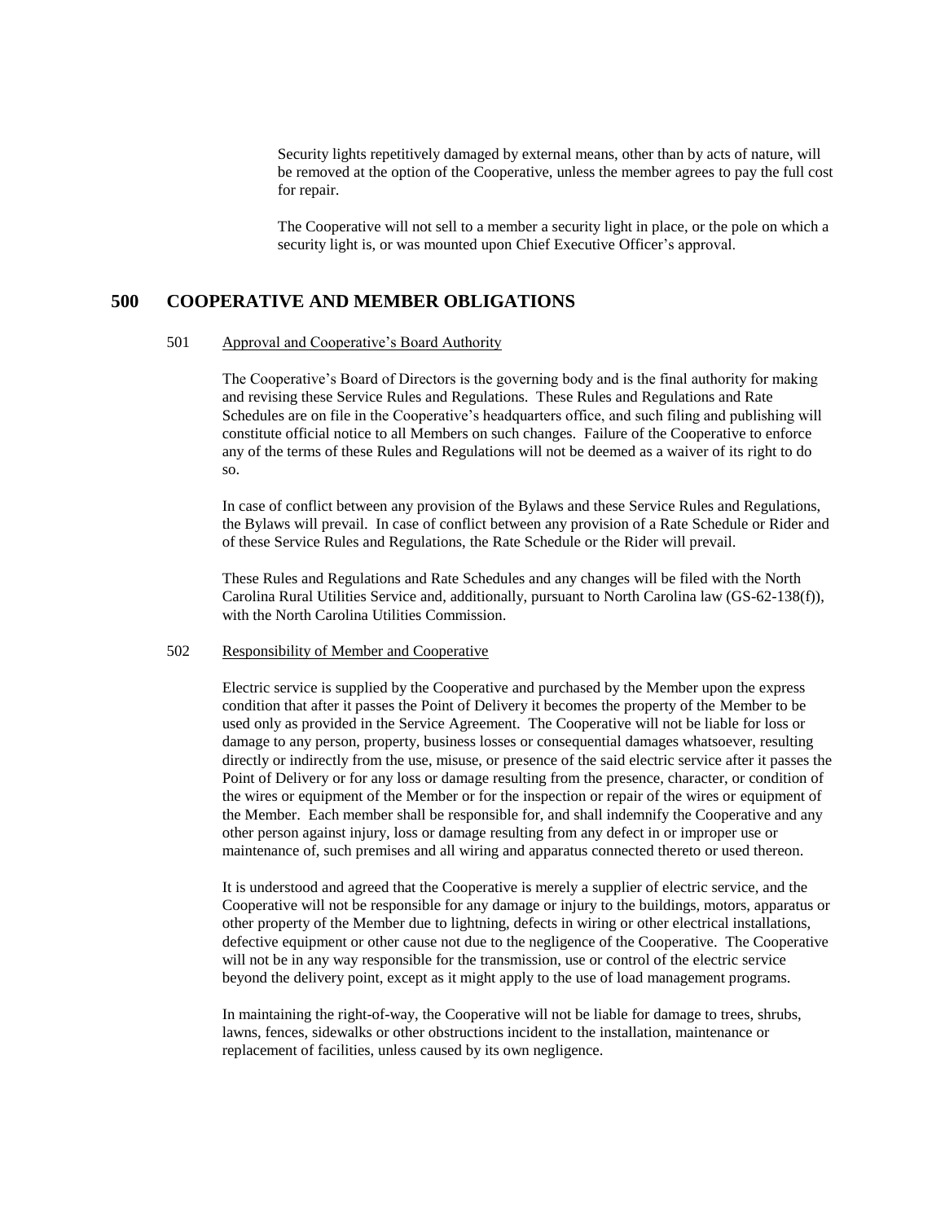Security lights repetitively damaged by external means, other than by acts of nature, will be removed at the option of the Cooperative, unless the member agrees to pay the full cost for repair.

The Cooperative will not sell to a member a security light in place, or the pole on which a security light is, or was mounted upon Chief Executive Officer's approval.

## 500 COOPERATIVE AND MEMBER OBLIGATIONS

### 501 Approval and Cooperative's Board Authority

The Cooperative's Board of Directors is the governing body and is the final authority for making and revising these Service Rules and Regulations. These Rules and Regulations and Rate Schedules are on file in the Cooperative's headquarters office, and such filing and publishing will constitute official notice to all Members on such changes. Failure of the Cooperative to enforce any of the terms of these Rules and Regulations will not be deemed as a waiver of its right to do so.

In case of conflict between any provision of the Bylaws and these Service Rules and Regulations, the Bylaws will prevail. In case of conflict between any provision of a Rate Schedule or Rider and of these Service Rules and Regulations, the Rate Schedule or the Rider will prevail.

These Rules and Regulations and Rate Schedules and any changes will be filed with the North Carolina Rural Utilities Service and, additionally, pursuant to North Carolina law (GS-62-138(f)), with the North Carolina Utilities Commission.

### 502 Responsibility of Member and Cooperative

Electric service is supplied by the Cooperative and purchased by the Member upon the express condition that after it passes the Point of Delivery it becomes the property of the Member to be used only as provided in the Service Agreement. The Cooperative will not be liable for loss or damage to any person, property, business losses or consequential damages whatsoever, resulting directly or indirectly from the use, misuse, or presence of the said electric service after it passes the Point of Delivery or for any loss or damage resulting from the presence, character, or condition of the wires or equipment of the Member or for the inspection or repair of the wires or equipment of the Member. Each member shall be responsible for, and shall indemnify the Cooperative and any other person against injury, loss or damage resulting from any defect in or improper use or maintenance of, such premises and all wiring and apparatus connected thereto or used thereon.

It is understood and agreed that the Cooperative is merely a supplier of electric service, and the Cooperative will not be responsible for any damage or injury to the buildings, motors, apparatus or other property of the Member due to lightning, defects in wiring or other electrical installations, defective equipment or other cause not due to the negligence of the Cooperative. The Cooperative will not be in any way responsible for the transmission, use or control of the electric service beyond the delivery point, except as it might apply to the use of load management programs.

In maintaining the right-of-way, the Cooperative will not be liable for damage to trees, shrubs, lawns, fences, sidewalks or other obstructions incident to the installation, maintenance or replacement of facilities, unless caused by its own negligence.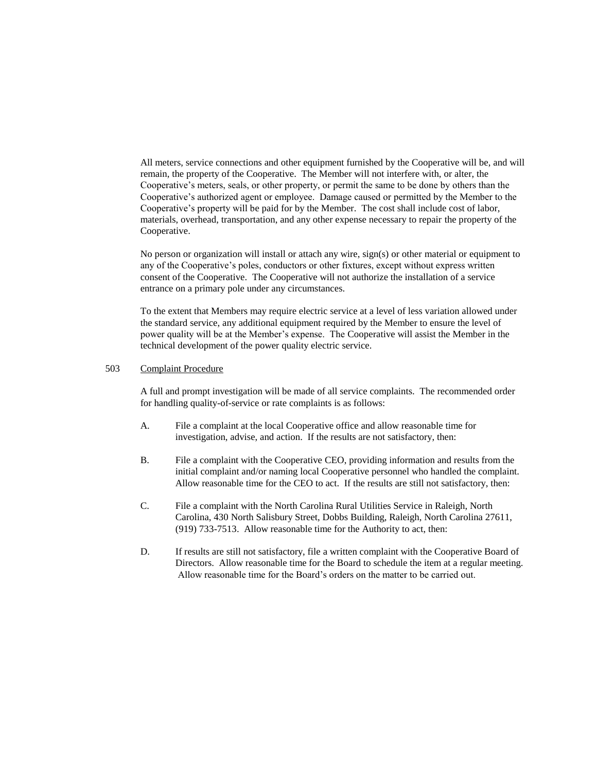All meters, service connections and other equipment furnished by the Cooperative will be, and will remain, the property of the Cooperative. The Member will not interfere with, or alter, the Cooperative's meters, seals, or other property, or permit the same to be done by others than the Cooperative's authorized agent or employee. Damage caused or permitted by the Member to the Cooperative's property will be paid for by the Member. The cost shall include cost of labor, materials, overhead, transportation, and any other expense necessary to repair the property of the Cooperative.

No person or organization will install or attach any wire, sign(s) or other material or equipment to any of the Cooperative's poles, conductors or other fixtures, except without express written consent of the Cooperative. The Cooperative will not authorize the installation of a service entrance on a primary pole under any circumstances.

To the extent that Members may require electric service at a level of less variation allowed under the standard service, any additional equipment required by the Member to ensure the level of power quality will be at the Member's expense. The Cooperative will assist the Member in the technical development of the power quality electric service.

## 503 Complaint Procedure

A full and prompt investigation will be made of all service complaints. The recommended order for handling quality-of-service or rate complaints is as follows:

A. File a complaint at the local Cooperative office and allow reasonable time for investigation, advise, and action. If the results are not satisfactory, then:

B. File a complaint with the Cooperative CEO, providing information and results from the initial complaint and/or naming local Cooperative personnel who handled the complaint. Allow reasonable time for the CEO to act. If the results are still not satisfactory, then:

C. File a complaint with the North Carolina Rural Utilities Service in Raleigh, North Carolina, 430 North Salisbury Street, Dobbs Building, Raleigh, North Carolina 27611, (919) 733-7513. Allow reasonable time for the Authority to act, then:

D. If results are still not satisfactory, file a written complaint with the Cooperative Board of Directors. Allow reasonable time for the Board to schedule the item at a regular meeting. Allow reasonable time for the Board's orders on the matter to be carried out.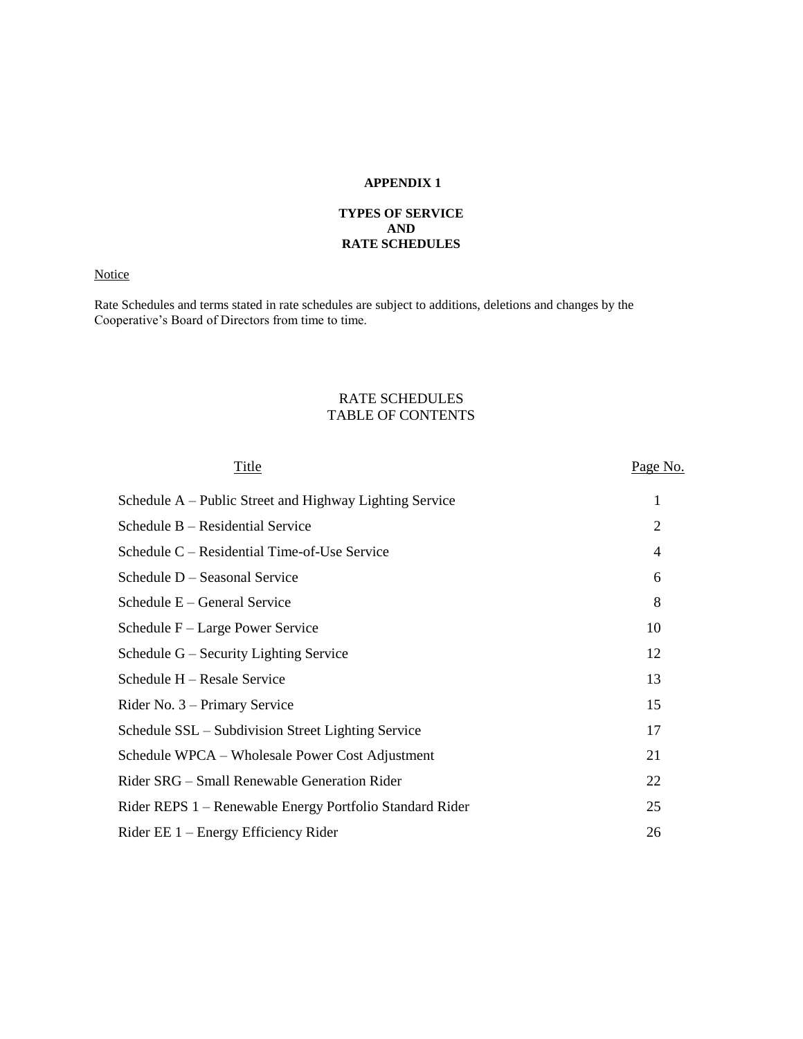# APPENDIX 1

## TYPES OF SERVICE
## AND
## RATE SCHEDULES

Notice

Rate Schedules and terms stated in rate schedules are subject to additions, deletions and changes by the Cooperative's Board of Directors from time to time.

### RATE SCHEDULES
### TABLE OF CONTENTS

| Title | Page No. |
|---|---|
| Schedule A – Public Street and Highway Lighting Service | 1 |
| Schedule B – Residential Service | 2 |
| Schedule C – Residential Time-of-Use Service | 4 |
| Schedule D – Seasonal Service | 6 |
| Schedule E – General Service | 8 |
| Schedule F – Large Power Service | 10 |
| Schedule G – Security Lighting Service | 12 |
| Schedule H – Resale Service | 13 |
| Rider No. 3 – Primary Service | 15 |
| Schedule SSL – Subdivision Street Lighting Service | 17 |
| Schedule WPCA – Wholesale Power Cost Adjustment | 21 |
| Rider SRG – Small Renewable Generation Rider | 22 |
| Rider REPS 1 – Renewable Energy Portfolio Standard Rider | 25 |
| Rider EE 1 – Energy Efficiency Rider | 26 |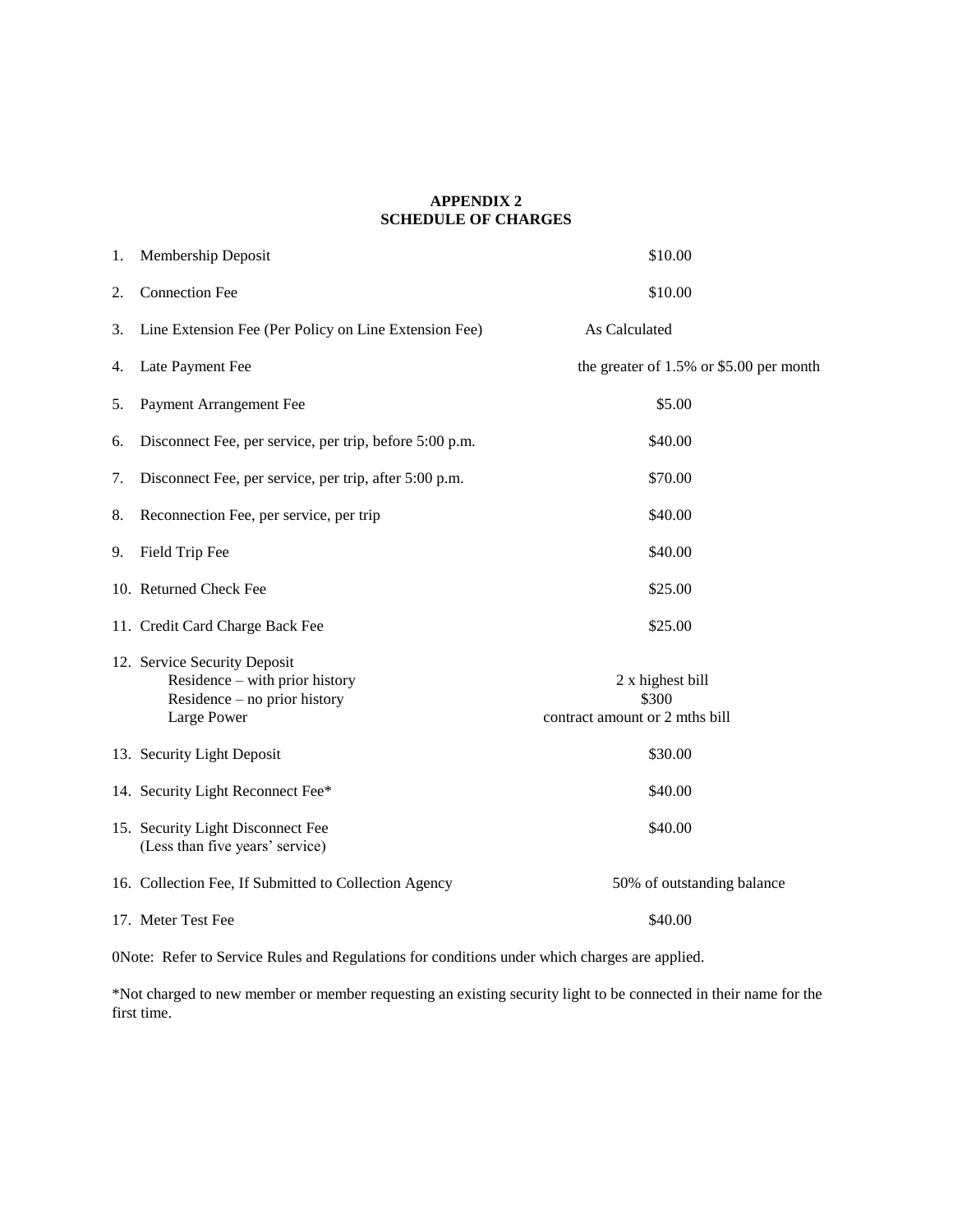## APPENDIX 2
## SCHEDULE OF CHARGES

| | | |
|---|---|---|
| 1. | Membership Deposit | $10.00 |
| 2. | Connection Fee | $10.00 |
| 3. | Line Extension Fee (Per Policy on Line Extension Fee) | As Calculated |
| 4. | Late Payment Fee | the greater of 1.5% or $5.00 per month |
| 5. | Payment Arrangement Fee | $5.00 |
| 6. | Disconnect Fee, per service, per trip, before 5:00 p.m. | $40.00 |
| 7. | Disconnect Fee, per service, per trip, after 5:00 p.m. | $70.00 |
| 8. | Reconnection Fee, per service, per trip | $40.00 |
| 9. | Field Trip Fee | $40.00 |
| 10. | Returned Check Fee | $25.00 |
| 11. | Credit Card Charge Back Fee | $25.00 |
| 12. | Service Security Deposit | |
| | Residence – with prior history | 2 x highest bill |
| | Residence – no prior history | $300 |
| | Large Power | contract amount or 2 mths bill |
| 13. | Security Light Deposit | $30.00 |
| 14. | Security Light Reconnect Fee* | $40.00 |
| 15. | Security Light Disconnect Fee (Less than five years' service) | $40.00 |
| 16. | Collection Fee, If Submitted to Collection Agency | 50% of outstanding balance |
| 17. | Meter Test Fee | $40.00 |

0Note: Refer to Service Rules and Regulations for conditions under which charges are applied.

*Not charged to new member or member requesting an existing security light to be connected in their name for the first time.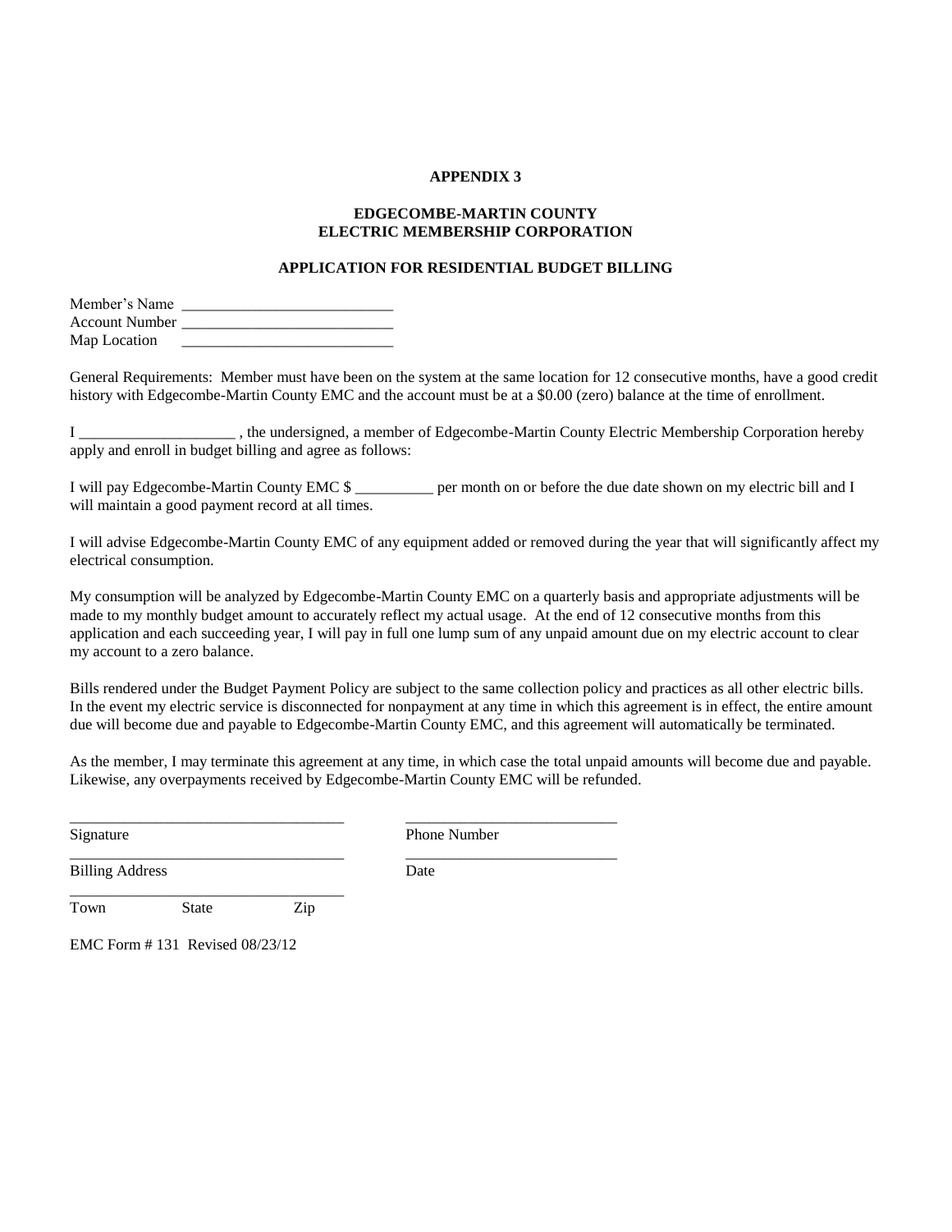**APPENDIX 3**

**EDGECOMBE-MARTIN COUNTY**
**ELECTRIC MEMBERSHIP CORPORATION**

**APPLICATION FOR RESIDENTIAL BUDGET BILLING**

Member's Name ___________________________
Account Number ___________________________
Map Location ___________________________

General Requirements: Member must have been on the system at the same location for 12 consecutive months, have a good credit history with Edgecombe-Martin County EMC and the account must be at a $0.00 (zero) balance at the time of enrollment.

I ____________________ , the undersigned, a member of Edgecombe-Martin County Electric Membership Corporation hereby apply and enroll in budget billing and agree as follows:

I will pay Edgecombe-Martin County EMC $ __________ per month on or before the due date shown on my electric bill and I will maintain a good payment record at all times.

I will advise Edgecombe-Martin County EMC of any equipment added or removed during the year that will significantly affect my electrical consumption.

My consumption will be analyzed by Edgecombe-Martin County EMC on a quarterly basis and appropriate adjustments will be made to my monthly budget amount to accurately reflect my actual usage. At the end of 12 consecutive months from this application and each succeeding year, I will pay in full one lump sum of any unpaid amount due on my electric account to clear my account to a zero balance.

Bills rendered under the Budget Payment Policy are subject to the same collection policy and practices as all other electric bills. In the event my electric service is disconnected for nonpayment at any time in which this agreement is in effect, the entire amount due will become due and payable to Edgecombe-Martin County EMC, and this agreement will automatically be terminated.

As the member, I may terminate this agreement at any time, in which case the total unpaid amounts will become due and payable. Likewise, any overpayments received by Edgecombe-Martin County EMC will be refunded.

___________________________________ ___________________________
Signature Phone Number

___________________________________ ___________________________
Billing Address Date

___________________________________
Town State Zip

EMC Form # 131 Revised 08/23/12